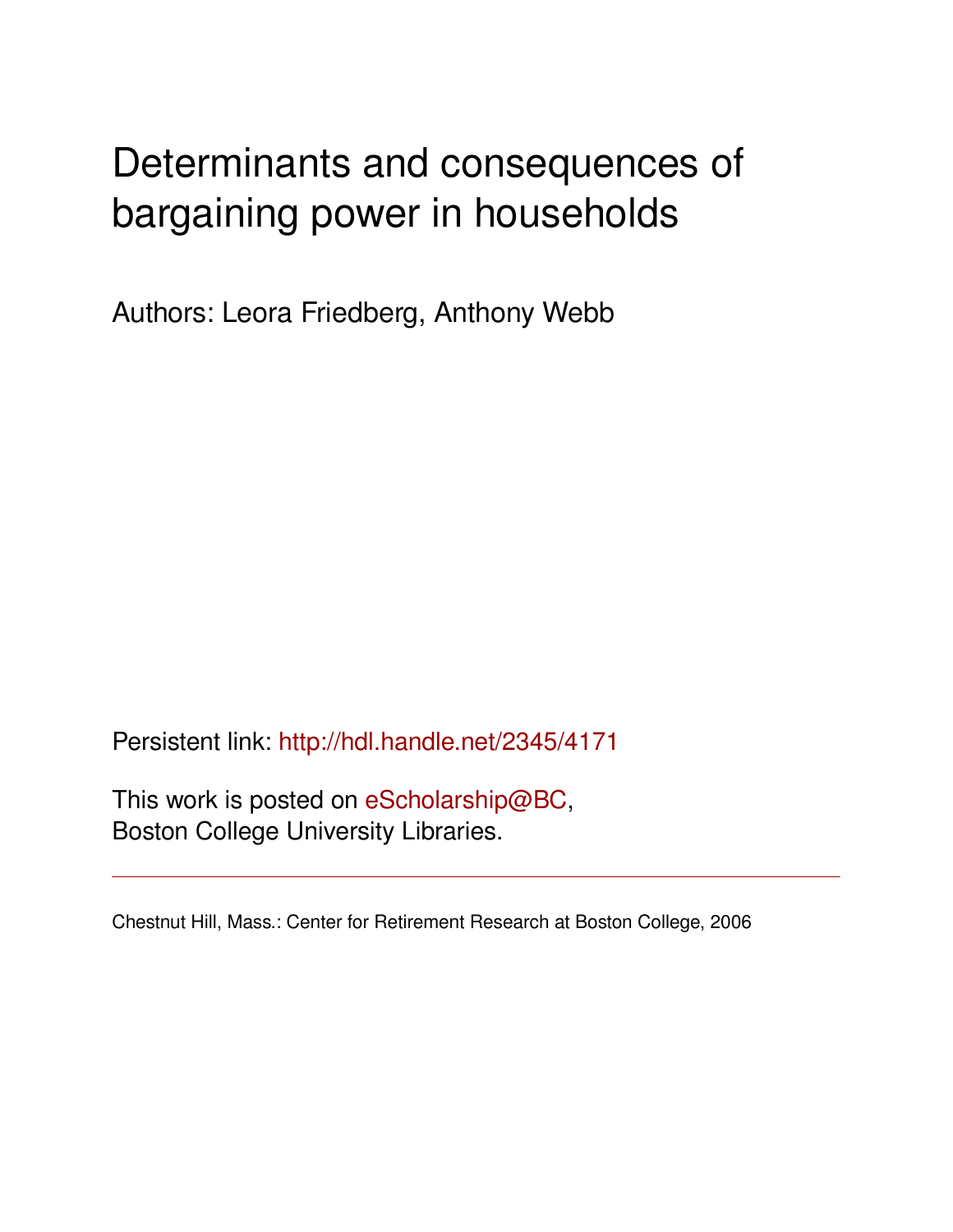# Determinants and consequences of bargaining power in households

Authors: Leora Friedberg, Anthony Webb

Persistent link: http://hdl.handle.net/2345/4171

This work is posted on eScholarship@BC, Boston College University Libraries.

---

Chestnut Hill, Mass.: Center for Retirement Research at Boston College, 2006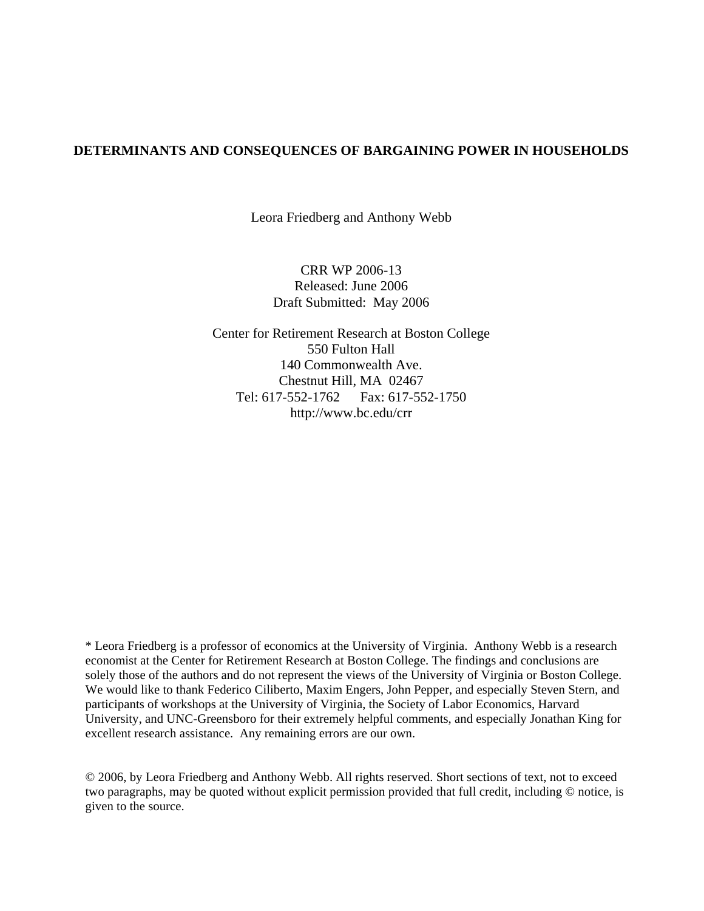# DETERMINANTS AND CONSEQUENCES OF BARGAINING POWER IN HOUSEHOLDS

Leora Friedberg and Anthony Webb

CRR WP 2006-13
Released: June 2006
Draft Submitted: May 2006

Center for Retirement Research at Boston College
550 Fulton Hall
140 Commonwealth Ave.
Chestnut Hill, MA 02467
Tel: 617-552-1762 Fax: 617-552-1750
http://www.bc.edu/crr

* Leora Friedberg is a professor of economics at the University of Virginia. Anthony Webb is a research economist at the Center for Retirement Research at Boston College. The findings and conclusions are solely those of the authors and do not represent the views of the University of Virginia or Boston College. We would like to thank Federico Ciliberto, Maxim Engers, John Pepper, and especially Steven Stern, and participants of workshops at the University of Virginia, the Society of Labor Economics, Harvard University, and UNC-Greensboro for their extremely helpful comments, and especially Jonathan King for excellent research assistance. Any remaining errors are our own.

© 2006, by Leora Friedberg and Anthony Webb. All rights reserved. Short sections of text, not to exceed two paragraphs, may be quoted without explicit permission provided that full credit, including © notice, is given to the source.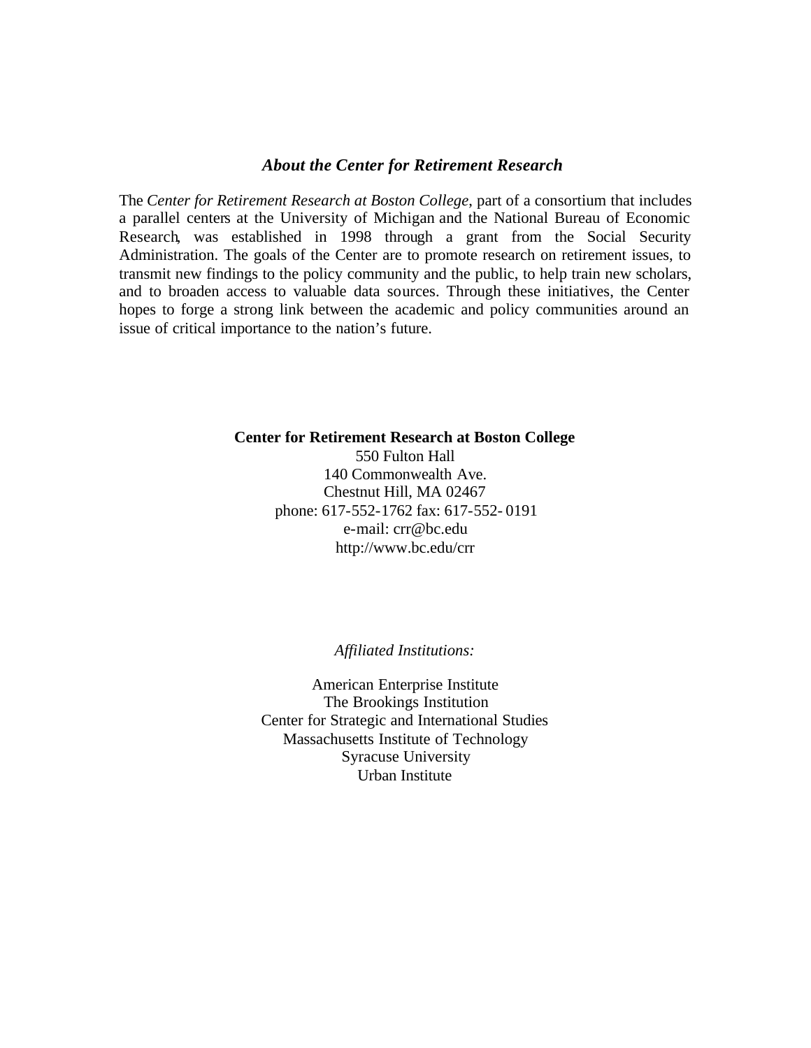### *About the Center for Retirement Research*

The *Center for Retirement Research at Boston College*, part of a consortium that includes a parallel centers at the University of Michigan and the National Bureau of Economic Research, was established in 1998 through a grant from the Social Security Administration. The goals of the Center are to promote research on retirement issues, to transmit new findings to the policy community and the public, to help train new scholars, and to broaden access to valuable data sources. Through these initiatives, the Center hopes to forge a strong link between the academic and policy communities around an issue of critical importance to the nation's future.

**Center for Retirement Research at Boston College**
550 Fulton Hall
140 Commonwealth Ave.
Chestnut Hill, MA 02467
phone: 617-552-1762 fax: 617-552- 0191
e-mail: crr@bc.edu
http://www.bc.edu/crr

*Affiliated Institutions:*

American Enterprise Institute
The Brookings Institution
Center for Strategic and International Studies
Massachusetts Institute of Technology
Syracuse University
Urban Institute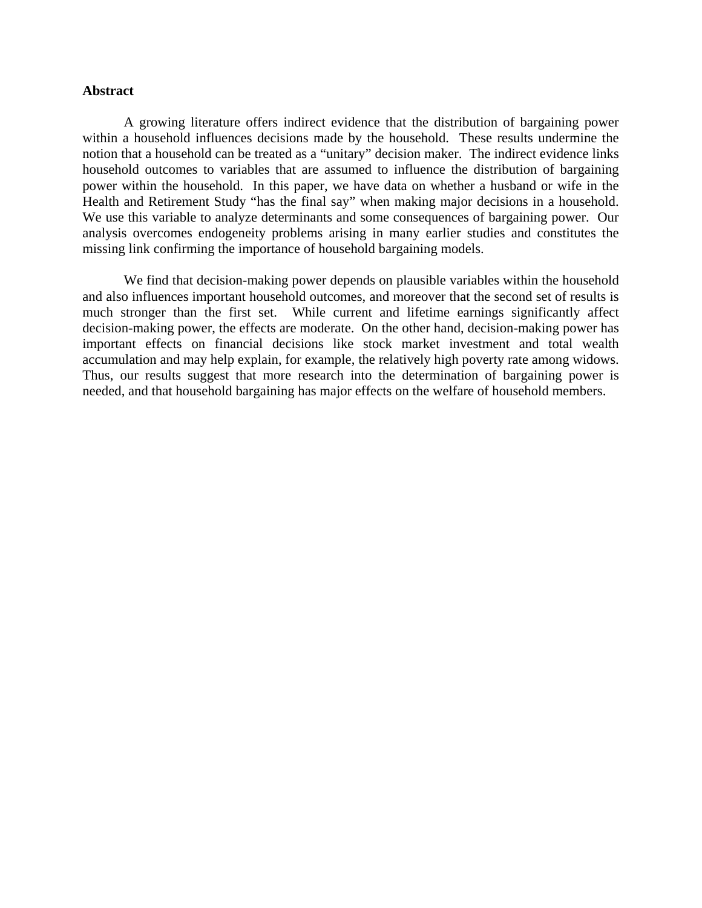**Abstract**

A growing literature offers indirect evidence that the distribution of bargaining power within a household influences decisions made by the household. These results undermine the notion that a household can be treated as a "unitary" decision maker. The indirect evidence links household outcomes to variables that are assumed to influence the distribution of bargaining power within the household. In this paper, we have data on whether a husband or wife in the Health and Retirement Study "has the final say" when making major decisions in a household. We use this variable to analyze determinants and some consequences of bargaining power. Our analysis overcomes endogeneity problems arising in many earlier studies and constitutes the missing link confirming the importance of household bargaining models.

We find that decision-making power depends on plausible variables within the household and also influences important household outcomes, and moreover that the second set of results is much stronger than the first set. While current and lifetime earnings significantly affect decision-making power, the effects are moderate. On the other hand, decision-making power has important effects on financial decisions like stock market investment and total wealth accumulation and may help explain, for example, the relatively high poverty rate among widows. Thus, our results suggest that more research into the determination of bargaining power is needed, and that household bargaining has major effects on the welfare of household members.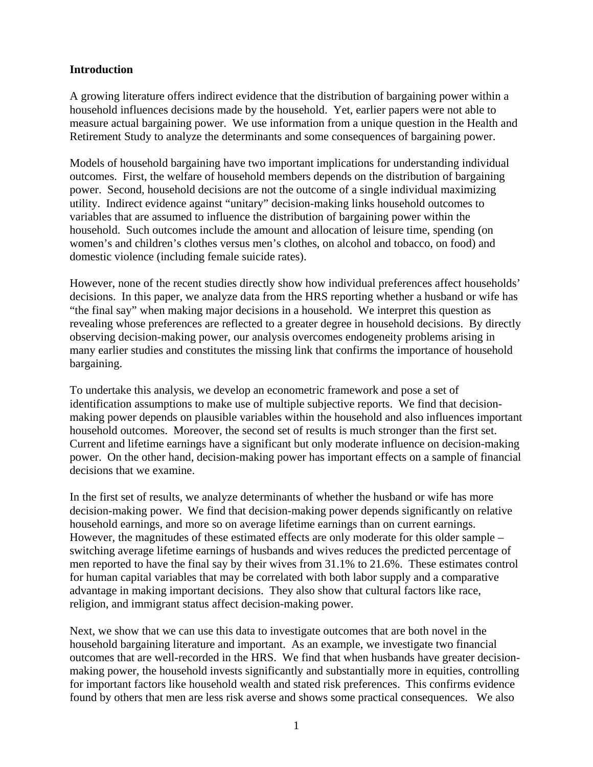## Introduction

A growing literature offers indirect evidence that the distribution of bargaining power within a household influences decisions made by the household. Yet, earlier papers were not able to measure actual bargaining power. We use information from a unique question in the Health and Retirement Study to analyze the determinants and some consequences of bargaining power.

Models of household bargaining have two important implications for understanding individual outcomes. First, the welfare of household members depends on the distribution of bargaining power. Second, household decisions are not the outcome of a single individual maximizing utility. Indirect evidence against "unitary" decision-making links household outcomes to variables that are assumed to influence the distribution of bargaining power within the household. Such outcomes include the amount and allocation of leisure time, spending (on women's and children's clothes versus men's clothes, on alcohol and tobacco, on food) and domestic violence (including female suicide rates).

However, none of the recent studies directly show how individual preferences affect households' decisions. In this paper, we analyze data from the HRS reporting whether a husband or wife has "the final say" when making major decisions in a household. We interpret this question as revealing whose preferences are reflected to a greater degree in household decisions. By directly observing decision-making power, our analysis overcomes endogeneity problems arising in many earlier studies and constitutes the missing link that confirms the importance of household bargaining.

To undertake this analysis, we develop an econometric framework and pose a set of identification assumptions to make use of multiple subjective reports. We find that decision-making power depends on plausible variables within the household and also influences important household outcomes. Moreover, the second set of results is much stronger than the first set. Current and lifetime earnings have a significant but only moderate influence on decision-making power. On the other hand, decision-making power has important effects on a sample of financial decisions that we examine.

In the first set of results, we analyze determinants of whether the husband or wife has more decision-making power. We find that decision-making power depends significantly on relative household earnings, and more so on average lifetime earnings than on current earnings. However, the magnitudes of these estimated effects are only moderate for this older sample – switching average lifetime earnings of husbands and wives reduces the predicted percentage of men reported to have the final say by their wives from 31.1% to 21.6%. These estimates control for human capital variables that may be correlated with both labor supply and a comparative advantage in making important decisions. They also show that cultural factors like race, religion, and immigrant status affect decision-making power.

Next, we show that we can use this data to investigate outcomes that are both novel in the household bargaining literature and important. As an example, we investigate two financial outcomes that are well-recorded in the HRS. We find that when husbands have greater decision-making power, the household invests significantly and substantially more in equities, controlling for important factors like household wealth and stated risk preferences. This confirms evidence found by others that men are less risk averse and shows some practical consequences. We also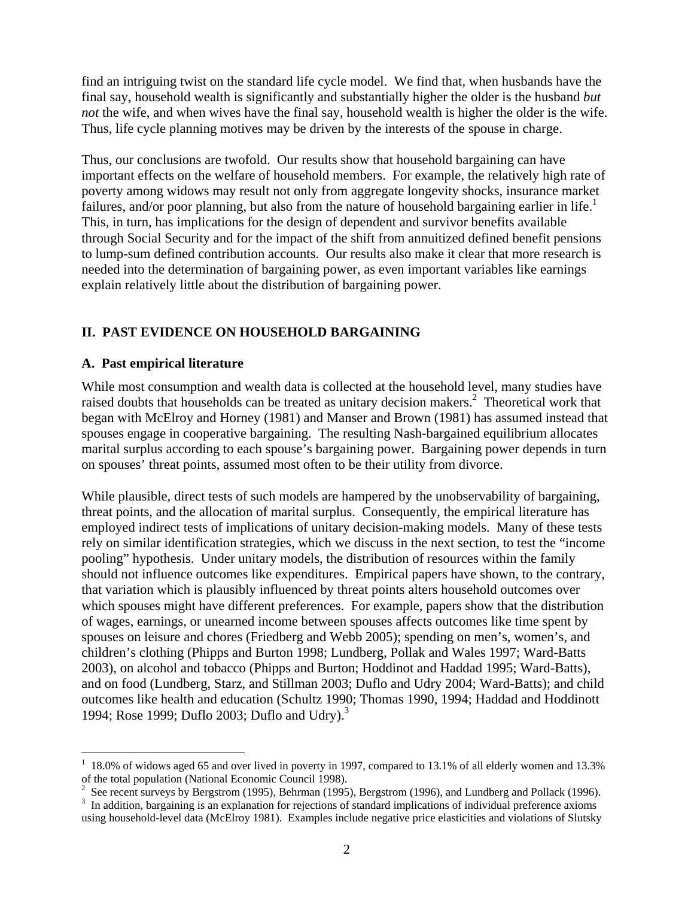find an intriguing twist on the standard life cycle model. We find that, when husbands have the final say, household wealth is significantly and substantially higher the older is the husband *but not* the wife, and when wives have the final say, household wealth is higher the older is the wife. Thus, life cycle planning motives may be driven by the interests of the spouse in charge.

Thus, our conclusions are twofold. Our results show that household bargaining can have important effects on the welfare of household members. For example, the relatively high rate of poverty among widows may result not only from aggregate longevity shocks, insurance market failures, and/or poor planning, but also from the nature of household bargaining earlier in life.[1] This, in turn, has implications for the design of dependent and survivor benefits available through Social Security and for the impact of the shift from annuitized defined benefit pensions to lump-sum defined contribution accounts. Our results also make it clear that more research is needed into the determination of bargaining power, as even important variables like earnings explain relatively little about the distribution of bargaining power.

## II. PAST EVIDENCE ON HOUSEHOLD BARGAINING

### A. Past empirical literature

While most consumption and wealth data is collected at the household level, many studies have raised doubts that households can be treated as unitary decision makers.[2] Theoretical work that began with McElroy and Horney (1981) and Manser and Brown (1981) has assumed instead that spouses engage in cooperative bargaining. The resulting Nash-bargained equilibrium allocates marital surplus according to each spouse's bargaining power. Bargaining power depends in turn on spouses' threat points, assumed most often to be their utility from divorce.

While plausible, direct tests of such models are hampered by the unobservability of bargaining, threat points, and the allocation of marital surplus. Consequently, the empirical literature has employed indirect tests of implications of unitary decision-making models. Many of these tests rely on similar identification strategies, which we discuss in the next section, to test the "income pooling" hypothesis. Under unitary models, the distribution of resources within the family should not influence outcomes like expenditures. Empirical papers have shown, to the contrary, that variation which is plausibly influenced by threat points alters household outcomes over which spouses might have different preferences. For example, papers show that the distribution of wages, earnings, or unearned income between spouses affects outcomes like time spent by spouses on leisure and chores (Friedberg and Webb 2005); spending on men's, women's, and children's clothing (Phipps and Burton 1998; Lundberg, Pollak and Wales 1997; Ward-Batts 2003), on alcohol and tobacco (Phipps and Burton; Hoddinot and Haddad 1995; Ward-Batts), and on food (Lundberg, Starz, and Stillman 2003; Duflo and Udry 2004; Ward-Batts); and child outcomes like health and education (Schultz 1990; Thomas 1990, 1994; Haddad and Hoddinott 1994; Rose 1999; Duflo 2003; Duflo and Udry).[3]

---

[1] 18.0% of widows aged 65 and over lived in poverty in 1997, compared to 13.1% of all elderly women and 13.3% of the total population (National Economic Council 1998).

[2] See recent surveys by Bergstrom (1995), Behrman (1995), Bergstrom (1996), and Lundberg and Pollack (1996).

[3] In addition, bargaining is an explanation for rejections of standard implications of individual preference axioms using household-level data (McElroy 1981). Examples include negative price elasticities and violations of Slutsky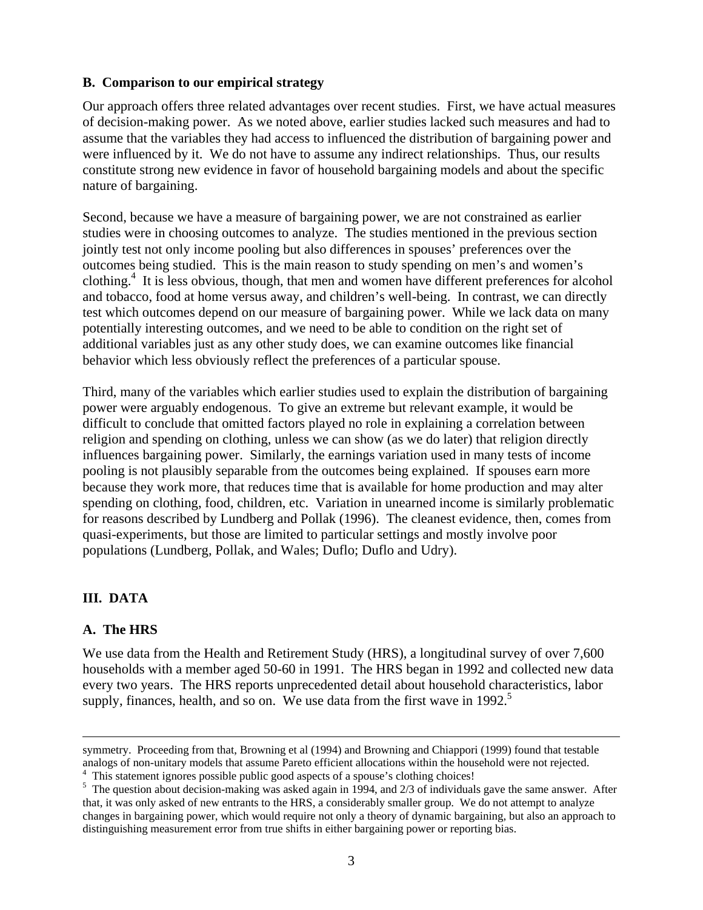### B. Comparison to our empirical strategy

Our approach offers three related advantages over recent studies. First, we have actual measures of decision-making power. As we noted above, earlier studies lacked such measures and had to assume that the variables they had access to influenced the distribution of bargaining power and were influenced by it. We do not have to assume any indirect relationships. Thus, our results constitute strong new evidence in favor of household bargaining models and about the specific nature of bargaining.

Second, because we have a measure of bargaining power, we are not constrained as earlier studies were in choosing outcomes to analyze. The studies mentioned in the previous section jointly test not only income pooling but also differences in spouses' preferences over the outcomes being studied. This is the main reason to study spending on men's and women's clothing.[4] It is less obvious, though, that men and women have different preferences for alcohol and tobacco, food at home versus away, and children's well-being. In contrast, we can directly test which outcomes depend on our measure of bargaining power. While we lack data on many potentially interesting outcomes, and we need to be able to condition on the right set of additional variables just as any other study does, we can examine outcomes like financial behavior which less obviously reflect the preferences of a particular spouse.

Third, many of the variables which earlier studies used to explain the distribution of bargaining power were arguably endogenous. To give an extreme but relevant example, it would be difficult to conclude that omitted factors played no role in explaining a correlation between religion and spending on clothing, unless we can show (as we do later) that religion directly influences bargaining power. Similarly, the earnings variation used in many tests of income pooling is not plausibly separable from the outcomes being explained. If spouses earn more because they work more, that reduces time that is available for home production and may alter spending on clothing, food, children, etc. Variation in unearned income is similarly problematic for reasons described by Lundberg and Pollak (1996). The cleanest evidence, then, comes from quasi-experiments, but those are limited to particular settings and mostly involve poor populations (Lundberg, Pollak, and Wales; Duflo; Duflo and Udry).

## III. DATA

### A. The HRS

We use data from the Health and Retirement Study (HRS), a longitudinal survey of over 7,600 households with a member aged 50-60 in 1991. The HRS began in 1992 and collected new data every two years. The HRS reports unprecedented detail about household characteristics, labor supply, finances, health, and so on. We use data from the first wave in 1992.[5]

---

symmetry. Proceeding from that, Browning et al (1994) and Browning and Chiappori (1999) found that testable analogs of non-unitary models that assume Pareto efficient allocations within the household were not rejected.

[4] This statement ignores possible public good aspects of a spouse's clothing choices!

[5] The question about decision-making was asked again in 1994, and 2/3 of individuals gave the same answer. After that, it was only asked of new entrants to the HRS, a considerably smaller group. We do not attempt to analyze changes in bargaining power, which would require not only a theory of dynamic bargaining, but also an approach to distinguishing measurement error from true shifts in either bargaining power or reporting bias.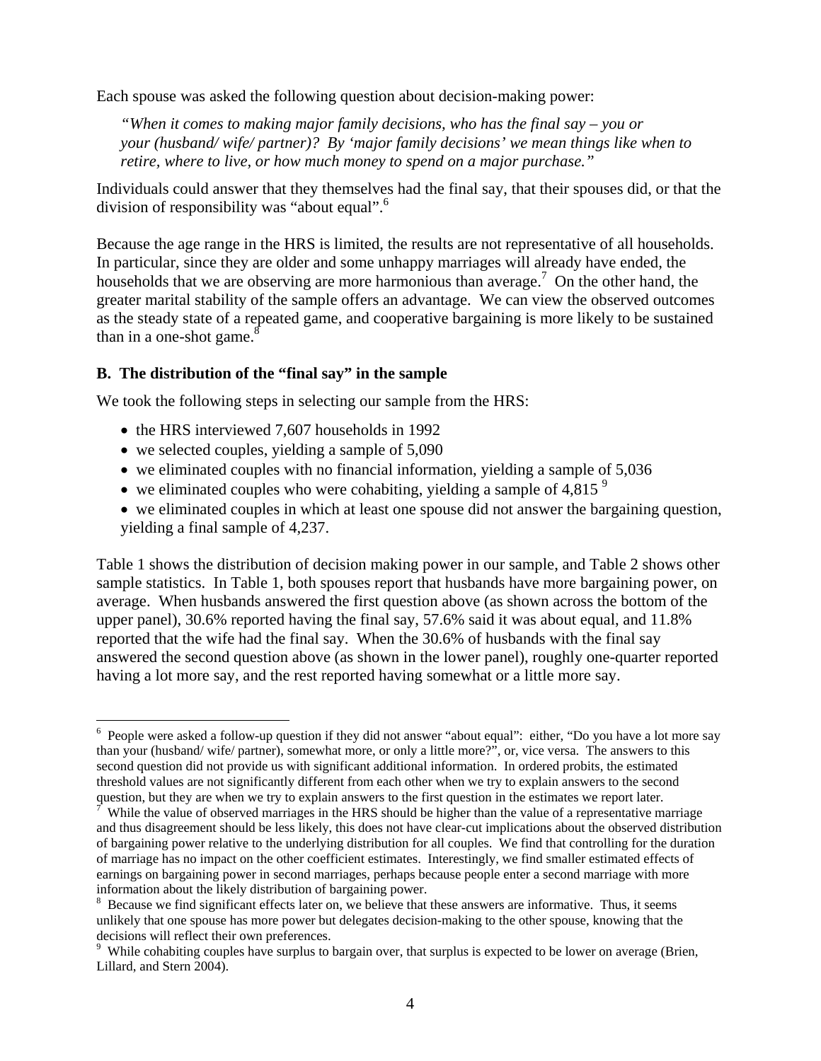Each spouse was asked the following question about decision-making power:

> *"When it comes to making major family decisions, who has the final say – you or your (husband/ wife/ partner)? By 'major family decisions' we mean things like when to retire, where to live, or how much money to spend on a major purchase."*

Individuals could answer that they themselves had the final say, that their spouses did, or that the division of responsibility was "about equal".[6]

Because the age range in the HRS is limited, the results are not representative of all households. In particular, since they are older and some unhappy marriages will already have ended, the households that we are observing are more harmonious than average.[7] On the other hand, the greater marital stability of the sample offers an advantage. We can view the observed outcomes as the steady state of a repeated game, and cooperative bargaining is more likely to be sustained than in a one-shot game.[8]

### B. The distribution of the "final say" in the sample

We took the following steps in selecting our sample from the HRS:

- the HRS interviewed 7,607 households in 1992
- we selected couples, yielding a sample of 5,090
- we eliminated couples with no financial information, yielding a sample of 5,036
- we eliminated couples who were cohabiting, yielding a sample of 4,815 [9]
- we eliminated couples in which at least one spouse did not answer the bargaining question, yielding a final sample of 4,237.

Table 1 shows the distribution of decision making power in our sample, and Table 2 shows other sample statistics. In Table 1, both spouses report that husbands have more bargaining power, on average. When husbands answered the first question above (as shown across the bottom of the upper panel), 30.6% reported having the final say, 57.6% said it was about equal, and 11.8% reported that the wife had the final say. When the 30.6% of husbands with the final say answered the second question above (as shown in the lower panel), roughly one-quarter reported having a lot more say, and the rest reported having somewhat or a little more say.

---

[6] People were asked a follow-up question if they did not answer "about equal": either, "Do you have a lot more say than your (husband/ wife/ partner), somewhat more, or only a little more?", or, vice versa. The answers to this second question did not provide us with significant additional information. In ordered probits, the estimated threshold values are not significantly different from each other when we try to explain answers to the second question, but they are when we try to explain answers to the first question in the estimates we report later.

[7] While the value of observed marriages in the HRS should be higher than the value of a representative marriage and thus disagreement should be less likely, this does not have clear-cut implications about the observed distribution of bargaining power relative to the underlying distribution for all couples. We find that controlling for the duration of marriage has no impact on the other coefficient estimates. Interestingly, we find smaller estimated effects of earnings on bargaining power in second marriages, perhaps because people enter a second marriage with more information about the likely distribution of bargaining power.

[8] Because we find significant effects later on, we believe that these answers are informative. Thus, it seems unlikely that one spouse has more power but delegates decision-making to the other spouse, knowing that the decisions will reflect their own preferences.

[9] While cohabiting couples have surplus to bargain over, that surplus is expected to be lower on average (Brien, Lillard, and Stern 2004).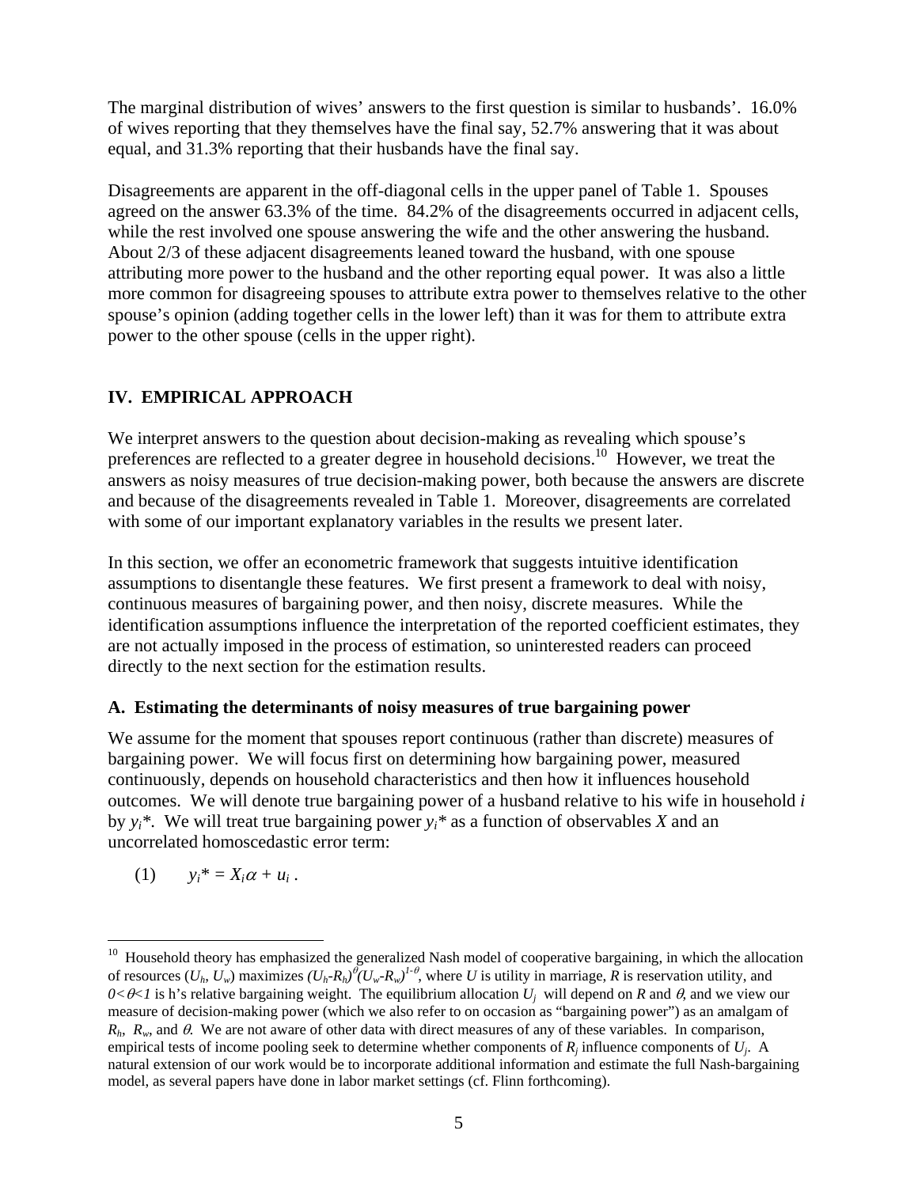The marginal distribution of wives' answers to the first question is similar to husbands'. 16.0% of wives reporting that they themselves have the final say, 52.7% answering that it was about equal, and 31.3% reporting that their husbands have the final say.

Disagreements are apparent in the off-diagonal cells in the upper panel of Table 1. Spouses agreed on the answer 63.3% of the time. 84.2% of the disagreements occurred in adjacent cells, while the rest involved one spouse answering the wife and the other answering the husband. About 2/3 of these adjacent disagreements leaned toward the husband, with one spouse attributing more power to the husband and the other reporting equal power. It was also a little more common for disagreeing spouses to attribute extra power to themselves relative to the other spouse's opinion (adding together cells in the lower left) than it was for them to attribute extra power to the other spouse (cells in the upper right).

## IV. EMPIRICAL APPROACH

We interpret answers to the question about decision-making as revealing which spouse's preferences are reflected to a greater degree in household decisions.[10] However, we treat the answers as noisy measures of true decision-making power, both because the answers are discrete and because of the disagreements revealed in Table 1. Moreover, disagreements are correlated with some of our important explanatory variables in the results we present later.

In this section, we offer an econometric framework that suggests intuitive identification assumptions to disentangle these features. We first present a framework to deal with noisy, continuous measures of bargaining power, and then noisy, discrete measures. While the identification assumptions influence the interpretation of the reported coefficient estimates, they are not actually imposed in the process of estimation, so uninterested readers can proceed directly to the next section for the estimation results.

### A. Estimating the determinants of noisy measures of true bargaining power

We assume for the moment that spouses report continuous (rather than discrete) measures of bargaining power. We will focus first on determining how bargaining power, measured continuously, depends on household characteristics and then how it influences household outcomes. We will denote true bargaining power of a husband relative to his wife in household $i$ by $y_i^*$. We will treat true bargaining power $y_i^*$ as a function of observables $X$ and an uncorrelated homoscedastic error term:

$$(1) \qquad y_i^* = X_i\alpha + u_i \, .$$

---

[10] Household theory has emphasized the generalized Nash model of cooperative bargaining, in which the allocation of resources ($U_h$, $U_w$) maximizes $(U_h\text{-}R_h)^{\theta}(U_w\text{-}R_w)^{1-\theta}$, where $U$ is utility in marriage, $R$ is reservation utility, and $0<\theta<1$ is h's relative bargaining weight. The equilibrium allocation $U_j$ will depend on $R$ and $\theta$, and we view our measure of decision-making power (which we also refer to on occasion as "bargaining power") as an amalgam of $R_h$, $R_w$, and $\theta$. We are not aware of other data with direct measures of any of these variables. In comparison, empirical tests of income pooling seek to determine whether components of $R_j$ influence components of $U_j$. A natural extension of our work would be to incorporate additional information and estimate the full Nash-bargaining model, as several papers have done in labor market settings (cf. Flinn forthcoming).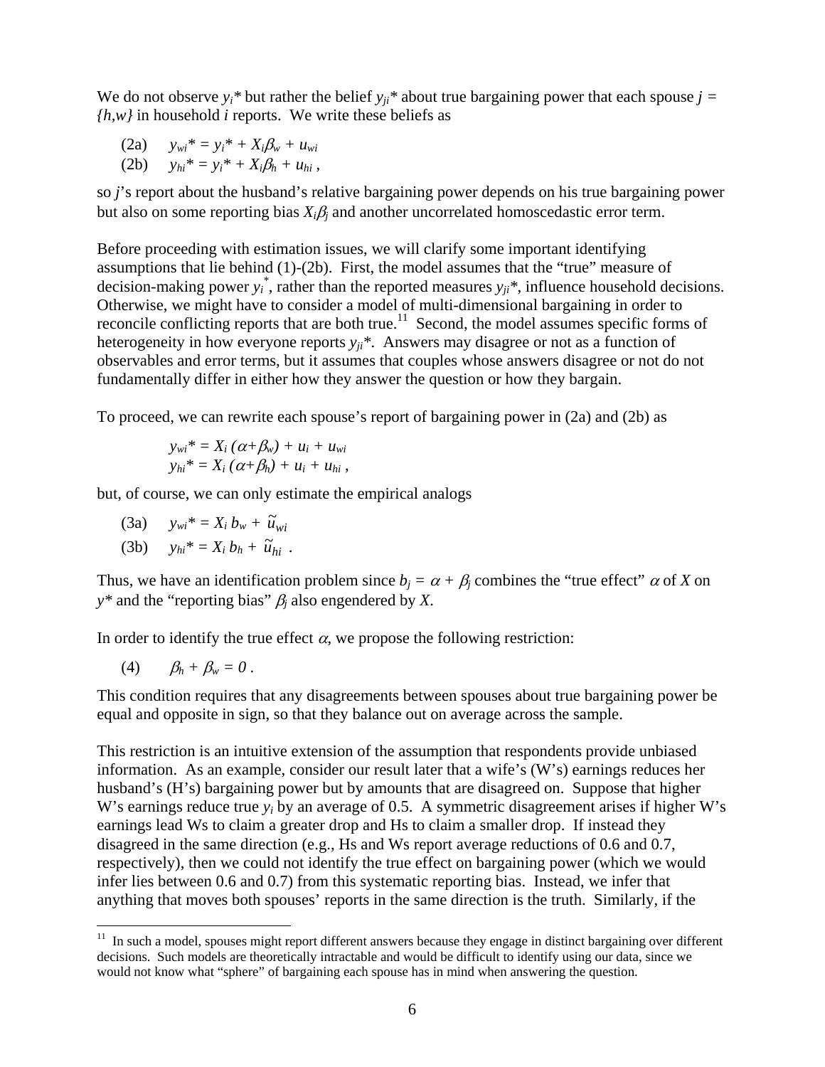We do not observe $y_i^*$ but rather the belief $y_{ji}^*$ about true bargaining power that each spouse $j = \{h,w\}$ in household $i$ reports. We write these beliefs as

$$\text{(2a)} \quad y_{wi}^* = y_i^* + X_i\beta_w + u_{wi}$$

$$\text{(2b)} \quad y_{hi}^* = y_i^* + X_i\beta_h + u_{hi} ,$$

so $j$'s report about the husband's relative bargaining power depends on his true bargaining power but also on some reporting bias $X_i\beta_j$ and another uncorrelated homoscedastic error term.

Before proceeding with estimation issues, we will clarify some important identifying assumptions that lie behind (1)-(2b). First, the model assumes that the "true" measure of decision-making power $y_i^*$, rather than the reported measures $y_{ji}^*$, influence household decisions. Otherwise, we might have to consider a model of multi-dimensional bargaining in order to reconcile conflicting reports that are both true.[11] Second, the model assumes specific forms of heterogeneity in how everyone reports $y_{ji}^*$. Answers may disagree or not as a function of observables and error terms, but it assumes that couples whose answers disagree or not do not fundamentally differ in either how they answer the question or how they bargain.

To proceed, we can rewrite each spouse's report of bargaining power in (2a) and (2b) as

$$y_{wi}^* = X_i\,(\alpha+\beta_w) + u_i + u_{wi}$$

$$y_{hi}^* = X_i\,(\alpha+\beta_h) + u_i + u_{hi} ,$$

but, of course, we can only estimate the empirical analogs

$$\text{(3a)} \quad y_{wi}^* = X_i\, b_w + \tilde{u}_{wi}$$

$$\text{(3b)} \quad y_{hi}^* = X_i\, b_h + \tilde{u}_{hi} \; .$$

Thus, we have an identification problem since $b_j = \alpha + \beta_j$ combines the "true effect" $\alpha$ of $X$ on $y^*$ and the "reporting bias" $\beta_j$ also engendered by $X$.

In order to identify the true effect $\alpha$, we propose the following restriction:

$$\text{(4)} \quad \beta_h + \beta_w = 0 \; .$$

This condition requires that any disagreements between spouses about true bargaining power be equal and opposite in sign, so that they balance out on average across the sample.

This restriction is an intuitive extension of the assumption that respondents provide unbiased information. As an example, consider our result later that a wife's (W's) earnings reduces her husband's (H's) bargaining power but by amounts that are disagreed on. Suppose that higher W's earnings reduce true $y_i$ by an average of 0.5. A symmetric disagreement arises if higher W's earnings lead Ws to claim a greater drop and Hs to claim a smaller drop. If instead they disagreed in the same direction (e.g., Hs and Ws report average reductions of 0.6 and 0.7, respectively), then we could not identify the true effect on bargaining power (which we would infer lies between 0.6 and 0.7) from this systematic reporting bias. Instead, we infer that anything that moves both spouses' reports in the same direction is the truth. Similarly, if the

[11] In such a model, spouses might report different answers because they engage in distinct bargaining over different decisions. Such models are theoretically intractable and would be difficult to identify using our data, since we would not know what "sphere" of bargaining each spouse has in mind when answering the question.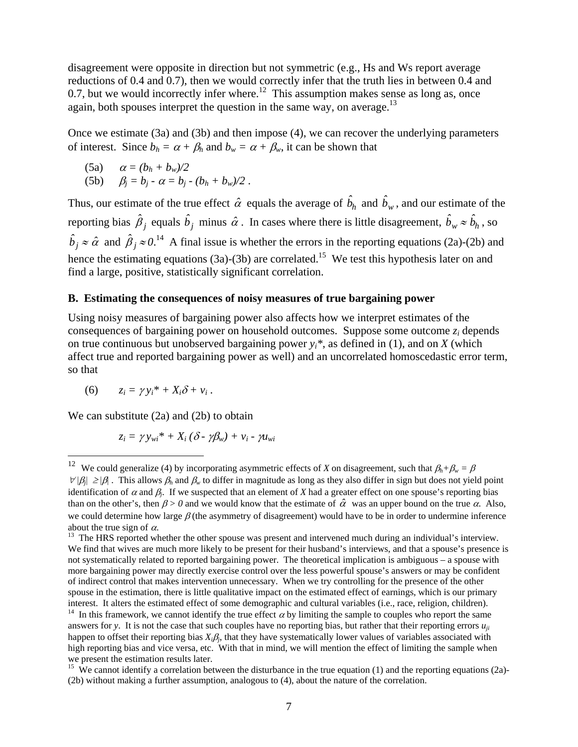disagreement were opposite in direction but not symmetric (e.g., Hs and Ws report average reductions of 0.4 and 0.7), then we would correctly infer that the truth lies in between 0.4 and 0.7, but we would incorrectly infer where.[12] This assumption makes sense as long as, once again, both spouses interpret the question in the same way, on average.[13]

Once we estimate (3a) and (3b) and then impose (4), we can recover the underlying parameters of interest. Since $b_h = \alpha + \beta_h$ and $b_w = \alpha + \beta_w$, it can be shown that

$$\text{(5a)} \quad \alpha = (b_h + b_w)/2$$

$$\text{(5b)} \quad \beta_j = b_j - \alpha = b_j - (b_h + b_w)/2 \,.$$

Thus, our estimate of the true effect $\hat{\alpha}$ equals the average of $\hat{b}_h$ and $\hat{b}_w$, and our estimate of the reporting bias $\hat{\beta}_j$ equals $\hat{b}_j$ minus $\hat{\alpha}$. In cases where there is little disagreement, $\hat{b}_w \approx \hat{b}_h$, so $\hat{b}_j \approx \hat{\alpha}$ and $\hat{\beta}_j \approx 0$.[14] A final issue is whether the errors in the reporting equations (2a)-(2b) and hence the estimating equations (3a)-(3b) are correlated.[15] We test this hypothesis later on and find a large, positive, statistically significant correlation.

### B. Estimating the consequences of noisy measures of true bargaining power

Using noisy measures of bargaining power also affects how we interpret estimates of the consequences of bargaining power on household outcomes. Suppose some outcome $z_i$ depends on true continuous but unobserved bargaining power $y_i^*$, as defined in (1), and on $X$ (which affect true and reported bargaining power as well) and an uncorrelated homoscedastic error term, so that

$$\text{(6)} \quad z_i = \gamma y_i^* + X_i\delta + v_i \,.$$

We can substitute (2a) and (2b) to obtain

$$z_i = \gamma y_{wi}^* + X_i (\delta - \gamma\beta_w) + v_i - \gamma u_{wi}$$

---

[12] We could generalize (4) by incorporating asymmetric effects of $X$ on disagreement, such that $\beta_h + \beta_w = \beta$ $\forall |\beta_j| \geq |\beta|$. This allows $\beta_h$ and $\beta_w$ to differ in magnitude as long as they also differ in sign but does not yield point identification of $\alpha$ and $\beta_j$. If we suspected that an element of $X$ had a greater effect on one spouse's reporting bias than on the other's, then $\beta > 0$ and we would know that the estimate of $\hat{\alpha}$ was an upper bound on the true $\alpha$. Also, we could determine how large $\beta$ (the asymmetry of disagreement) would have to be in order to undermine inference about the true sign of $\alpha$.

[13] The HRS reported whether the other spouse was present and intervened much during an individual's interview. We find that wives are much more likely to be present for their husband's interviews, and that a spouse's presence is not systematically related to reported bargaining power. The theoretical implication is ambiguous – a spouse with more bargaining power may directly exercise control over the less powerful spouse's answers or may be confident of indirect control that makes intervention unnecessary. When we try controlling for the presence of the other spouse in the estimation, there is little qualitative impact on the estimated effect of earnings, which is our primary interest. It alters the estimated effect of some demographic and cultural variables (i.e., race, religion, children).

[14] In this framework, we cannot identify the true effect $\alpha$ by limiting the sample to couples who report the same answers for $y$. It is not the case that such couples have no reporting bias, but rather that their reporting errors $u_{ji}$ happen to offset their reporting bias $X_i\beta_j$, that they have systematically lower values of variables associated with high reporting bias and vice versa, etc. With that in mind, we will mention the effect of limiting the sample when we present the estimation results later.

[15] We cannot identify a correlation between the disturbance in the true equation (1) and the reporting equations (2a)-(2b) without making a further assumption, analogous to (4), about the nature of the correlation.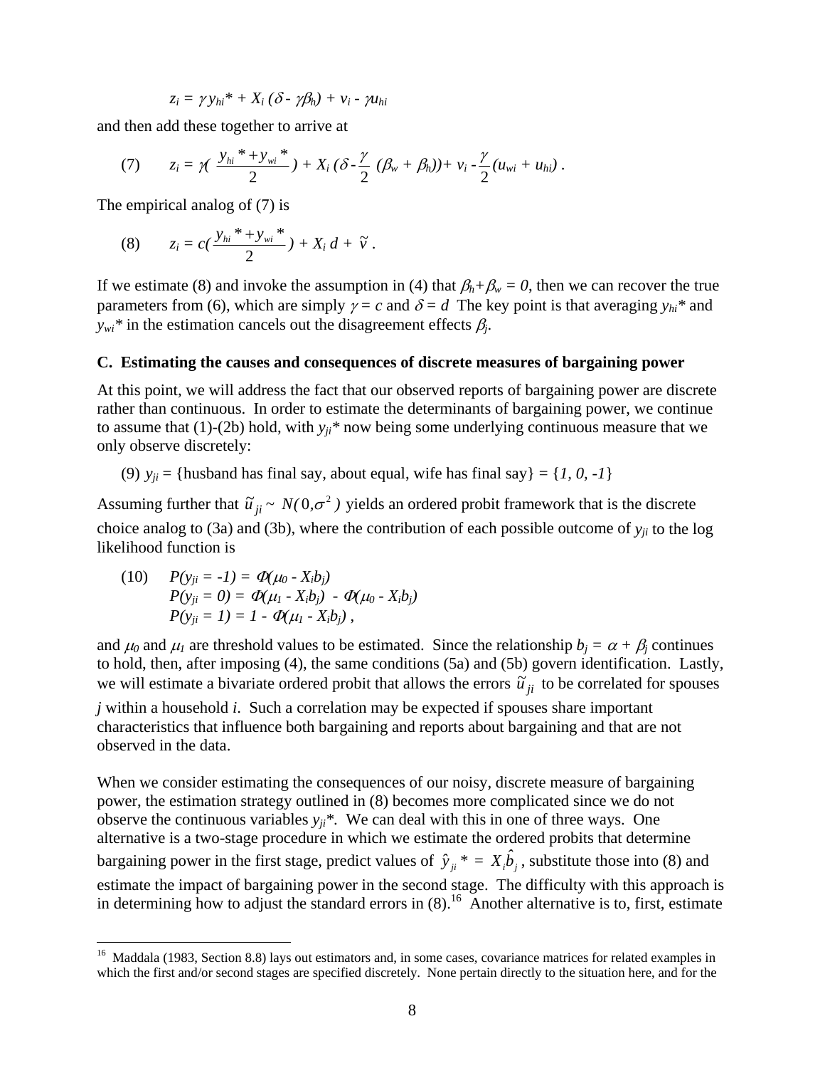$$z_i = \gamma y_{hi}^* + X_i (\delta - \gamma\beta_h) + v_i - \gamma u_{hi}$$

and then add these together to arrive at

$$(7) \qquad z_i = \gamma\left(\frac{y_{hi}^* + y_{wi}^*}{2}\right) + X_i \left(\delta - \frac{\gamma}{2}(\beta_w + \beta_h)\right) + v_i - \frac{\gamma}{2}(u_{wi} + u_{hi}) .$$

The empirical analog of (7) is

$$(8) \qquad z_i = c\left(\frac{y_{hi}^* + y_{wi}^*}{2}\right) + X_i d + \tilde{v} .$$

If we estimate (8) and invoke the assumption in (4) that $\beta_h + \beta_w = 0$, then we can recover the true parameters from (6), which are simply $\gamma = c$ and $\delta = d$ The key point is that averaging $y_{hi}^*$ and $y_{wi}^*$ in the estimation cancels out the disagreement effects $\beta_j$.

### C. Estimating the causes and consequences of discrete measures of bargaining power

At this point, we will address the fact that our observed reports of bargaining power are discrete rather than continuous. In order to estimate the determinants of bargaining power, we continue to assume that (1)-(2b) hold, with $y_{ji}^*$ now being some underlying continuous measure that we only observe discretely:

(9) $y_{ji}$ = {husband has final say, about equal, wife has final say} = {$1, 0, -1$}

Assuming further that $\tilde{u}_{ji} \sim N(0,\sigma^2)$ yields an ordered probit framework that is the discrete choice analog to (3a) and (3b), where the contribution of each possible outcome of $y_{ji}$ to the log likelihood function is

$$(10) \qquad \begin{aligned} P(y_{ji} = -1) &= \Phi(\mu_0 - X_i b_j) \\ P(y_{ji} = 0) &= \Phi(\mu_1 - X_i b_j) - \Phi(\mu_0 - X_i b_j) \\ P(y_{ji} = 1) &= 1 - \Phi(\mu_1 - X_i b_j) , \end{aligned}$$

and $\mu_0$ and $\mu_1$ are threshold values to be estimated. Since the relationship $b_j = \alpha + \beta_j$ continues to hold, then, after imposing (4), the same conditions (5a) and (5b) govern identification. Lastly, we will estimate a bivariate ordered probit that allows the errors $\tilde{u}_{ji}$ to be correlated for spouses $j$ within a household $i$. Such a correlation may be expected if spouses share important characteristics that influence both bargaining and reports about bargaining and that are not observed in the data.

When we consider estimating the consequences of our noisy, discrete measure of bargaining power, the estimation strategy outlined in (8) becomes more complicated since we do not observe the continuous variables $y_{ji}^*$. We can deal with this in one of three ways. One alternative is a two-stage procedure in which we estimate the ordered probits that determine bargaining power in the first stage, predict values of $\hat{y}_{ji}^* = X_i\hat{b}_j$, substitute those into (8) and estimate the impact of bargaining power in the second stage. The difficulty with this approach is in determining how to adjust the standard errors in (8).[16] Another alternative is to, first, estimate

[16] Maddala (1983, Section 8.8) lays out estimators and, in some cases, covariance matrices for related examples in which the first and/or second stages are specified discretely. None pertain directly to the situation here, and for the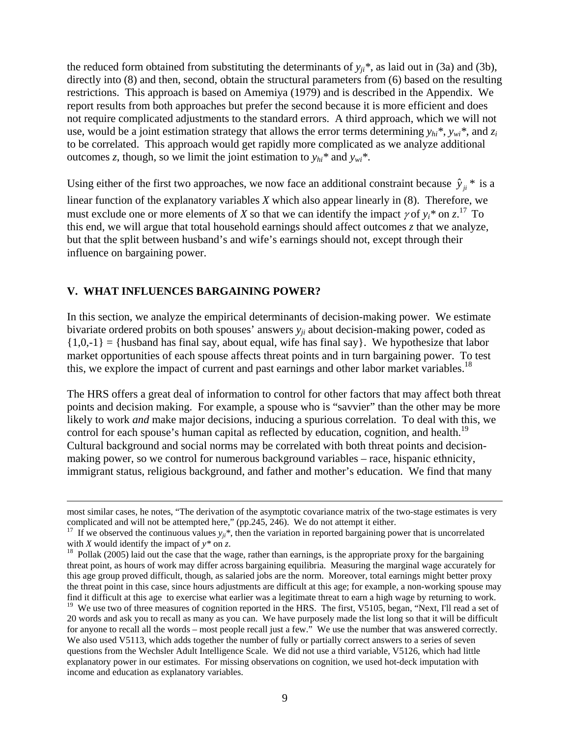the reduced form obtained from substituting the determinants of $y_{ji}*$, as laid out in (3a) and (3b), directly into (8) and then, second, obtain the structural parameters from (6) based on the resulting restrictions. This approach is based on Amemiya (1979) and is described in the Appendix. We report results from both approaches but prefer the second because it is more efficient and does not require complicated adjustments to the standard errors. A third approach, which we will not use, would be a joint estimation strategy that allows the error terms determining $y_{hi}*$, $y_{wi}*$, and $z_i$ to be correlated. This approach would get rapidly more complicated as we analyze additional outcomes *z*, though, so we limit the joint estimation to $y_{hi}*$ and $y_{wi}*$.

Using either of the first two approaches, we now face an additional constraint because $\hat{y}_{ji}*$ is a linear function of the explanatory variables *X* which also appear linearly in (8). Therefore, we must exclude one or more elements of *X* so that we can identify the impact $\gamma$ of $y_i*$ on *z*.[17] To this end, we will argue that total household earnings should affect outcomes *z* that we analyze, but that the split between husband's and wife's earnings should not, except through their influence on bargaining power.

## V. WHAT INFLUENCES BARGAINING POWER?

In this section, we analyze the empirical determinants of decision-making power. We estimate bivariate ordered probits on both spouses' answers $y_{ji}$ about decision-making power, coded as $\{1,0,-1\}$ = {husband has final say, about equal, wife has final say}. We hypothesize that labor market opportunities of each spouse affects threat points and in turn bargaining power. To test this, we explore the impact of current and past earnings and other labor market variables.[18]

The HRS offers a great deal of information to control for other factors that may affect both threat points and decision making. For example, a spouse who is "savvier" than the other may be more likely to work *and* make major decisions, inducing a spurious correlation. To deal with this, we control for each spouse's human capital as reflected by education, cognition, and health.[19] Cultural background and social norms may be correlated with both threat points and decision-making power, so we control for numerous background variables – race, hispanic ethnicity, immigrant status, religious background, and father and mother's education. We find that many

---

most similar cases, he notes, "The derivation of the asymptotic covariance matrix of the two-stage estimates is very complicated and will not be attempted here," (pp.245, 246). We do not attempt it either.

[17] If we observed the continuous values $y_{ji}*$, then the variation in reported bargaining power that is uncorrelated with *X* would identify the impact of $y*$ on *z*.

[18] Pollak (2005) laid out the case that the wage, rather than earnings, is the appropriate proxy for the bargaining threat point, as hours of work may differ across bargaining equilibria. Measuring the marginal wage accurately for this age group proved difficult, though, as salaried jobs are the norm. Moreover, total earnings might better proxy the threat point in this case, since hours adjustments are difficult at this age; for example, a non-working spouse may find it difficult at this age to exercise what earlier was a legitimate threat to earn a high wage by returning to work.

[19] We use two of three measures of cognition reported in the HRS. The first, V5105, began, "Next, I'll read a set of 20 words and ask you to recall as many as you can. We have purposely made the list long so that it will be difficult for anyone to recall all the words – most people recall just a few." We use the number that was answered correctly. We also used V5113, which adds together the number of fully or partially correct answers to a series of seven questions from the Wechsler Adult Intelligence Scale. We did not use a third variable, V5126, which had little explanatory power in our estimates. For missing observations on cognition, we used hot-deck imputation with income and education as explanatory variables.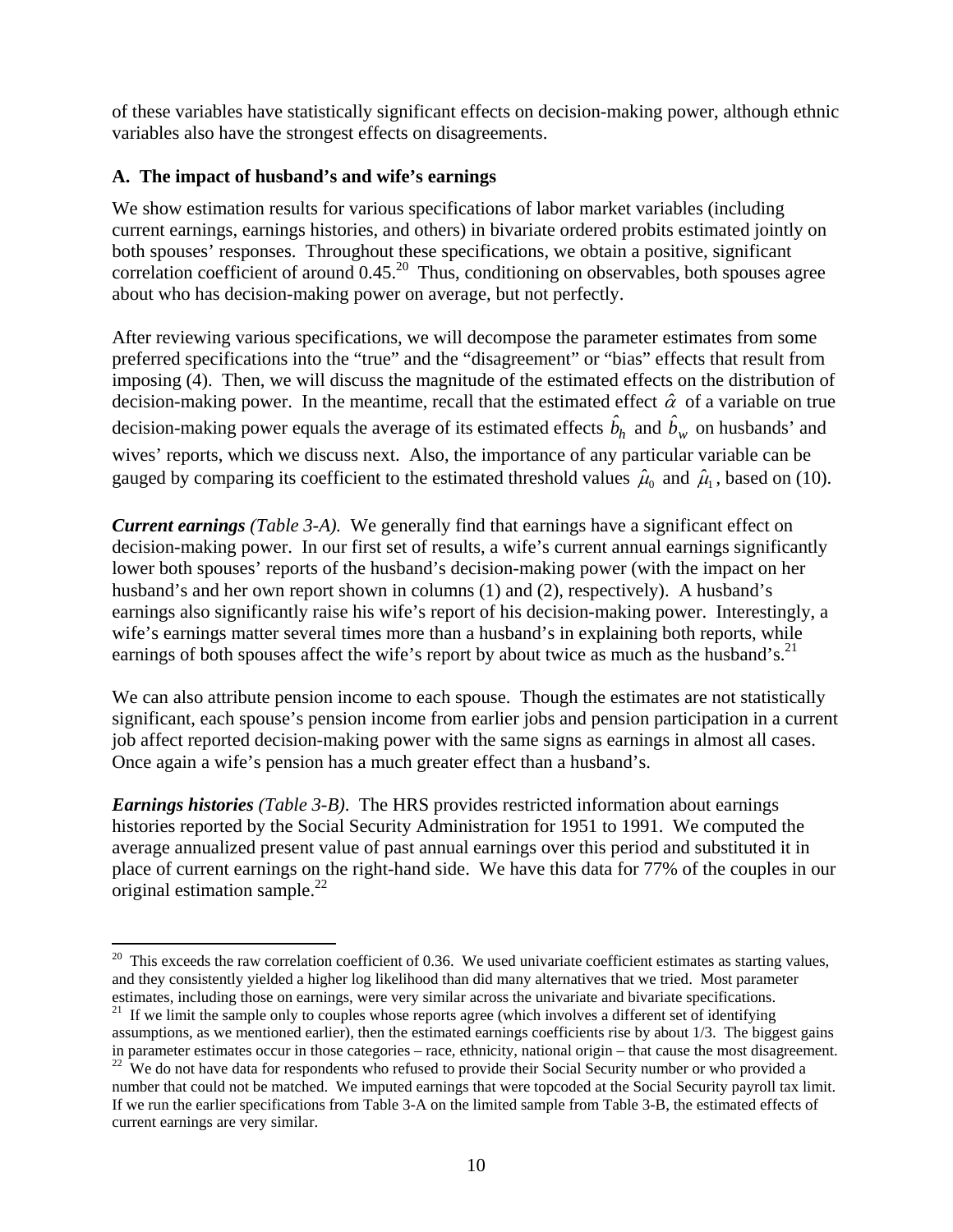of these variables have statistically significant effects on decision-making power, although ethnic variables also have the strongest effects on disagreements.

### A. The impact of husband's and wife's earnings

We show estimation results for various specifications of labor market variables (including current earnings, earnings histories, and others) in bivariate ordered probits estimated jointly on both spouses' responses. Throughout these specifications, we obtain a positive, significant correlation coefficient of around 0.45.[20] Thus, conditioning on observables, both spouses agree about who has decision-making power on average, but not perfectly.

After reviewing various specifications, we will decompose the parameter estimates from some preferred specifications into the "true" and the "disagreement" or "bias" effects that result from imposing (4). Then, we will discuss the magnitude of the estimated effects on the distribution of decision-making power. In the meantime, recall that the estimated effect $\hat{\alpha}$ of a variable on true decision-making power equals the average of its estimated effects $\hat{b}_h$ and $\hat{b}_w$ on husbands' and wives' reports, which we discuss next. Also, the importance of any particular variable can be gauged by comparing its coefficient to the estimated threshold values $\hat{\mu}_0$ and $\hat{\mu}_1$, based on (10).

***Current earnings*** *(Table 3-A).* We generally find that earnings have a significant effect on decision-making power. In our first set of results, a wife's current annual earnings significantly lower both spouses' reports of the husband's decision-making power (with the impact on her husband's and her own report shown in columns (1) and (2), respectively). A husband's earnings also significantly raise his wife's report of his decision-making power. Interestingly, a wife's earnings matter several times more than a husband's in explaining both reports, while earnings of both spouses affect the wife's report by about twice as much as the husband's.[21]

We can also attribute pension income to each spouse. Though the estimates are not statistically significant, each spouse's pension income from earlier jobs and pension participation in a current job affect reported decision-making power with the same signs as earnings in almost all cases. Once again a wife's pension has a much greater effect than a husband's.

***Earnings histories*** *(Table 3-B).* The HRS provides restricted information about earnings histories reported by the Social Security Administration for 1951 to 1991. We computed the average annualized present value of past annual earnings over this period and substituted it in place of current earnings on the right-hand side. We have this data for 77% of the couples in our original estimation sample.[22]

---

[20] This exceeds the raw correlation coefficient of 0.36. We used univariate coefficient estimates as starting values, and they consistently yielded a higher log likelihood than did many alternatives that we tried. Most parameter estimates, including those on earnings, were very similar across the univariate and bivariate specifications.

[21] If we limit the sample only to couples whose reports agree (which involves a different set of identifying assumptions, as we mentioned earlier), then the estimated earnings coefficients rise by about 1/3. The biggest gains in parameter estimates occur in those categories – race, ethnicity, national origin – that cause the most disagreement.

[22] We do not have data for respondents who refused to provide their Social Security number or who provided a number that could not be matched. We imputed earnings that were topcoded at the Social Security payroll tax limit. If we run the earlier specifications from Table 3-A on the limited sample from Table 3-B, the estimated effects of current earnings are very similar.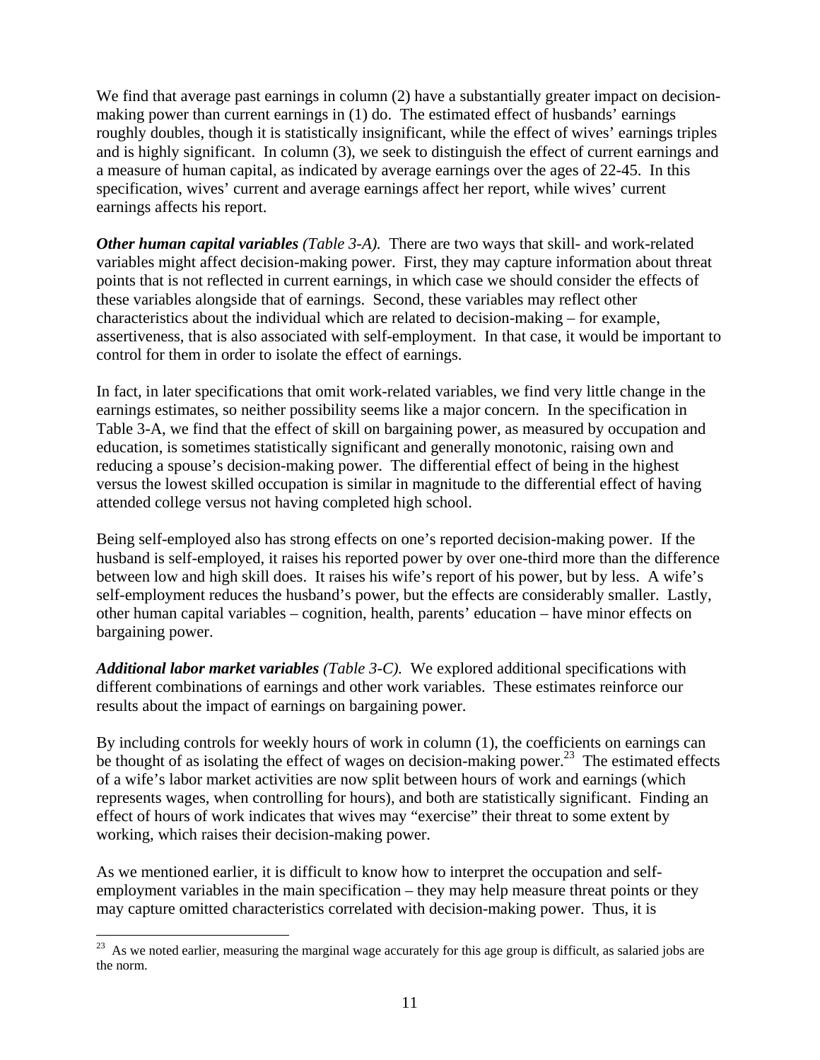We find that average past earnings in column (2) have a substantially greater impact on decision-making power than current earnings in (1) do. The estimated effect of husbands' earnings roughly doubles, though it is statistically insignificant, while the effect of wives' earnings triples and is highly significant. In column (3), we seek to distinguish the effect of current earnings and a measure of human capital, as indicated by average earnings over the ages of 22-45. In this specification, wives' current and average earnings affect her report, while wives' current earnings affects his report.

***Other human capital variables*** *(Table 3-A).* There are two ways that skill- and work-related variables might affect decision-making power. First, they may capture information about threat points that is not reflected in current earnings, in which case we should consider the effects of these variables alongside that of earnings. Second, these variables may reflect other characteristics about the individual which are related to decision-making – for example, assertiveness, that is also associated with self-employment. In that case, it would be important to control for them in order to isolate the effect of earnings.

In fact, in later specifications that omit work-related variables, we find very little change in the earnings estimates, so neither possibility seems like a major concern. In the specification in Table 3-A, we find that the effect of skill on bargaining power, as measured by occupation and education, is sometimes statistically significant and generally monotonic, raising own and reducing a spouse's decision-making power. The differential effect of being in the highest versus the lowest skilled occupation is similar in magnitude to the differential effect of having attended college versus not having completed high school.

Being self-employed also has strong effects on one's reported decision-making power. If the husband is self-employed, it raises his reported power by over one-third more than the difference between low and high skill does. It raises his wife's report of his power, but by less. A wife's self-employment reduces the husband's power, but the effects are considerably smaller. Lastly, other human capital variables – cognition, health, parents' education – have minor effects on bargaining power.

***Additional labor market variables*** *(Table 3-C).* We explored additional specifications with different combinations of earnings and other work variables. These estimates reinforce our results about the impact of earnings on bargaining power.

By including controls for weekly hours of work in column (1), the coefficients on earnings can be thought of as isolating the effect of wages on decision-making power.[23] The estimated effects of a wife's labor market activities are now split between hours of work and earnings (which represents wages, when controlling for hours), and both are statistically significant. Finding an effect of hours of work indicates that wives may "exercise" their threat to some extent by working, which raises their decision-making power.

As we mentioned earlier, it is difficult to know how to interpret the occupation and self-employment variables in the main specification – they may help measure threat points or they may capture omitted characteristics correlated with decision-making power. Thus, it is

[23] As we noted earlier, measuring the marginal wage accurately for this age group is difficult, as salaried jobs are the norm.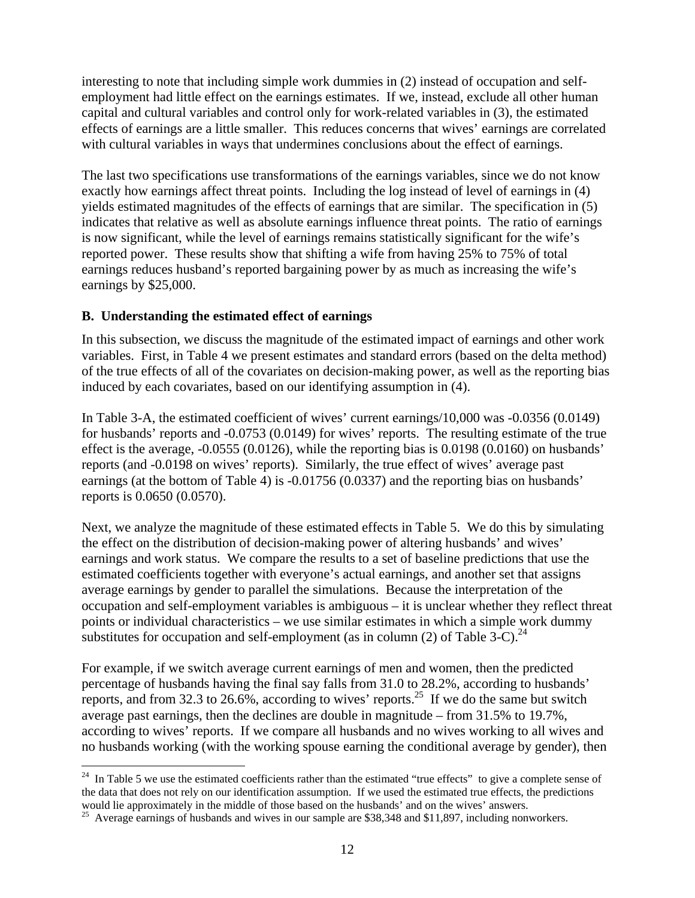interesting to note that including simple work dummies in (2) instead of occupation and self-employment had little effect on the earnings estimates. If we, instead, exclude all other human capital and cultural variables and control only for work-related variables in (3), the estimated effects of earnings are a little smaller. This reduces concerns that wives' earnings are correlated with cultural variables in ways that undermines conclusions about the effect of earnings.

The last two specifications use transformations of the earnings variables, since we do not know exactly how earnings affect threat points. Including the log instead of level of earnings in (4) yields estimated magnitudes of the effects of earnings that are similar. The specification in (5) indicates that relative as well as absolute earnings influence threat points. The ratio of earnings is now significant, while the level of earnings remains statistically significant for the wife's reported power. These results show that shifting a wife from having 25% to 75% of total earnings reduces husband's reported bargaining power by as much as increasing the wife's earnings by $25,000.

### B. Understanding the estimated effect of earnings

In this subsection, we discuss the magnitude of the estimated impact of earnings and other work variables. First, in Table 4 we present estimates and standard errors (based on the delta method) of the true effects of all of the covariates on decision-making power, as well as the reporting bias induced by each covariates, based on our identifying assumption in (4).

In Table 3-A, the estimated coefficient of wives' current earnings/10,000 was -0.0356 (0.0149) for husbands' reports and -0.0753 (0.0149) for wives' reports. The resulting estimate of the true effect is the average, -0.0555 (0.0126), while the reporting bias is 0.0198 (0.0160) on husbands' reports (and -0.0198 on wives' reports). Similarly, the true effect of wives' average past earnings (at the bottom of Table 4) is -0.01756 (0.0337) and the reporting bias on husbands' reports is 0.0650 (0.0570).

Next, we analyze the magnitude of these estimated effects in Table 5. We do this by simulating the effect on the distribution of decision-making power of altering husbands' and wives' earnings and work status. We compare the results to a set of baseline predictions that use the estimated coefficients together with everyone's actual earnings, and another set that assigns average earnings by gender to parallel the simulations. Because the interpretation of the occupation and self-employment variables is ambiguous – it is unclear whether they reflect threat points or individual characteristics – we use similar estimates in which a simple work dummy substitutes for occupation and self-employment (as in column (2) of Table 3-C).[24]

For example, if we switch average current earnings of men and women, then the predicted percentage of husbands having the final say falls from 31.0 to 28.2%, according to husbands' reports, and from 32.3 to 26.6%, according to wives' reports.[25] If we do the same but switch average past earnings, then the declines are double in magnitude – from 31.5% to 19.7%, according to wives' reports. If we compare all husbands and no wives working to all wives and no husbands working (with the working spouse earning the conditional average by gender), then

[24] In Table 5 we use the estimated coefficients rather than the estimated "true effects" to give a complete sense of the data that does not rely on our identification assumption. If we used the estimated true effects, the predictions would lie approximately in the middle of those based on the husbands' and on the wives' answers.

[25] Average earnings of husbands and wives in our sample are $38,348 and $11,897, including nonworkers.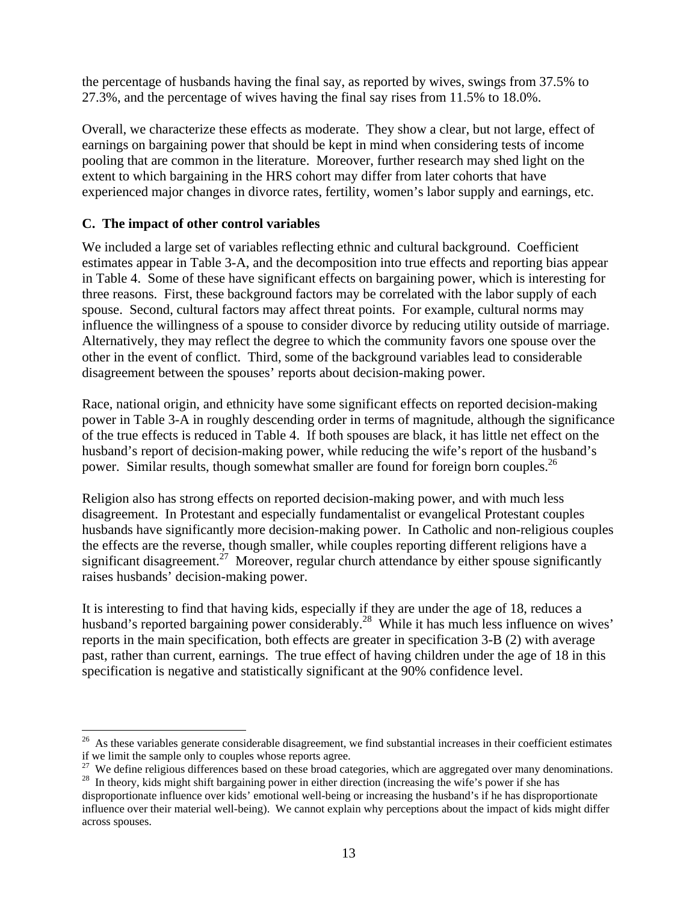the percentage of husbands having the final say, as reported by wives, swings from 37.5% to 27.3%, and the percentage of wives having the final say rises from 11.5% to 18.0%.

Overall, we characterize these effects as moderate. They show a clear, but not large, effect of earnings on bargaining power that should be kept in mind when considering tests of income pooling that are common in the literature. Moreover, further research may shed light on the extent to which bargaining in the HRS cohort may differ from later cohorts that have experienced major changes in divorce rates, fertility, women's labor supply and earnings, etc.

### C. The impact of other control variables

We included a large set of variables reflecting ethnic and cultural background. Coefficient estimates appear in Table 3-A, and the decomposition into true effects and reporting bias appear in Table 4. Some of these have significant effects on bargaining power, which is interesting for three reasons. First, these background factors may be correlated with the labor supply of each spouse. Second, cultural factors may affect threat points. For example, cultural norms may influence the willingness of a spouse to consider divorce by reducing utility outside of marriage. Alternatively, they may reflect the degree to which the community favors one spouse over the other in the event of conflict. Third, some of the background variables lead to considerable disagreement between the spouses' reports about decision-making power.

Race, national origin, and ethnicity have some significant effects on reported decision-making power in Table 3-A in roughly descending order in terms of magnitude, although the significance of the true effects is reduced in Table 4. If both spouses are black, it has little net effect on the husband's report of decision-making power, while reducing the wife's report of the husband's power. Similar results, though somewhat smaller are found for foreign born couples.[26]

Religion also has strong effects on reported decision-making power, and with much less disagreement. In Protestant and especially fundamentalist or evangelical Protestant couples husbands have significantly more decision-making power. In Catholic and non-religious couples the effects are the reverse, though smaller, while couples reporting different religions have a significant disagreement.[27] Moreover, regular church attendance by either spouse significantly raises husbands' decision-making power.

It is interesting to find that having kids, especially if they are under the age of 18, reduces a husband's reported bargaining power considerably.[28] While it has much less influence on wives' reports in the main specification, both effects are greater in specification 3-B (2) with average past, rather than current, earnings. The true effect of having children under the age of 18 in this specification is negative and statistically significant at the 90% confidence level.

---

[26] As these variables generate considerable disagreement, we find substantial increases in their coefficient estimates if we limit the sample only to couples whose reports agree.

[27] We define religious differences based on these broad categories, which are aggregated over many denominations.

[28] In theory, kids might shift bargaining power in either direction (increasing the wife's power if she has disproportionate influence over kids' emotional well-being or increasing the husband's if he has disproportionate influence over their material well-being). We cannot explain why perceptions about the impact of kids might differ across spouses.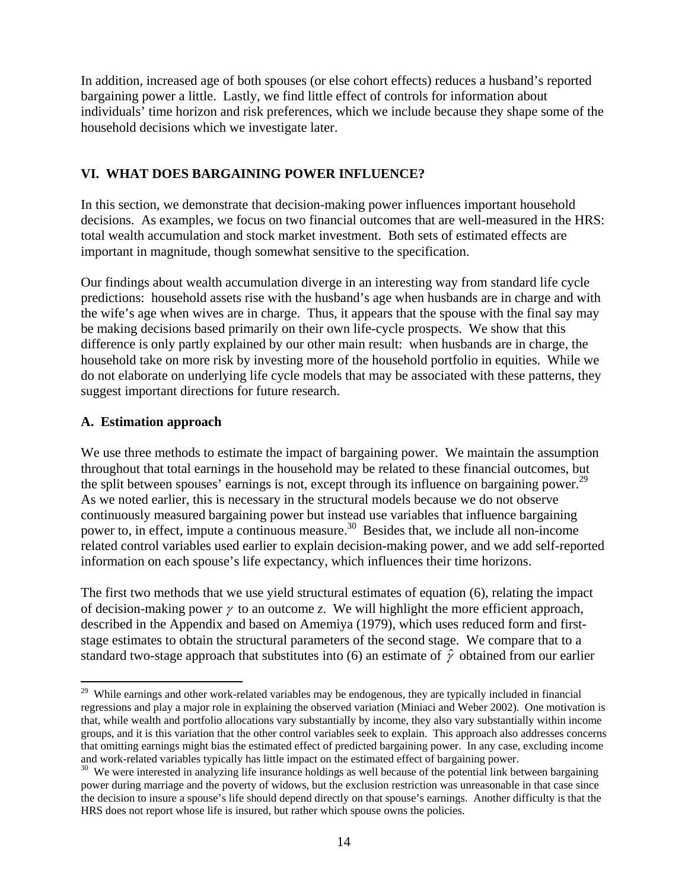In addition, increased age of both spouses (or else cohort effects) reduces a husband's reported bargaining power a little. Lastly, we find little effect of controls for information about individuals' time horizon and risk preferences, which we include because they shape some of the household decisions which we investigate later.

## VI. WHAT DOES BARGAINING POWER INFLUENCE?

In this section, we demonstrate that decision-making power influences important household decisions. As examples, we focus on two financial outcomes that are well-measured in the HRS: total wealth accumulation and stock market investment. Both sets of estimated effects are important in magnitude, though somewhat sensitive to the specification.

Our findings about wealth accumulation diverge in an interesting way from standard life cycle predictions: household assets rise with the husband's age when husbands are in charge and with the wife's age when wives are in charge. Thus, it appears that the spouse with the final say may be making decisions based primarily on their own life-cycle prospects. We show that this difference is only partly explained by our other main result: when husbands are in charge, the household take on more risk by investing more of the household portfolio in equities. While we do not elaborate on underlying life cycle models that may be associated with these patterns, they suggest important directions for future research.

### A. Estimation approach

We use three methods to estimate the impact of bargaining power. We maintain the assumption throughout that total earnings in the household may be related to these financial outcomes, but the split between spouses' earnings is not, except through its influence on bargaining power.[29] As we noted earlier, this is necessary in the structural models because we do not observe continuously measured bargaining power but instead use variables that influence bargaining power to, in effect, impute a continuous measure.[30] Besides that, we include all non-income related control variables used earlier to explain decision-making power, and we add self-reported information on each spouse's life expectancy, which influences their time horizons.

The first two methods that we use yield structural estimates of equation (6), relating the impact of decision-making power $\gamma$ to an outcome $z$. We will highlight the more efficient approach, described in the Appendix and based on Amemiya (1979), which uses reduced form and first-stage estimates to obtain the structural parameters of the second stage. We compare that to a standard two-stage approach that substitutes into (6) an estimate of $\hat{\gamma}$ obtained from our earlier

---

[29] While earnings and other work-related variables may be endogenous, they are typically included in financial regressions and play a major role in explaining the observed variation (Miniaci and Weber 2002). One motivation is that, while wealth and portfolio allocations vary substantially by income, they also vary substantially within income groups, and it is this variation that the other control variables seek to explain. This approach also addresses concerns that omitting earnings might bias the estimated effect of predicted bargaining power. In any case, excluding income and work-related variables typically has little impact on the estimated effect of bargaining power.

[30] We were interested in analyzing life insurance holdings as well because of the potential link between bargaining power during marriage and the poverty of widows, but the exclusion restriction was unreasonable in that case since the decision to insure a spouse's life should depend directly on that spouse's earnings. Another difficulty is that the HRS does not report whose life is insured, but rather which spouse owns the policies.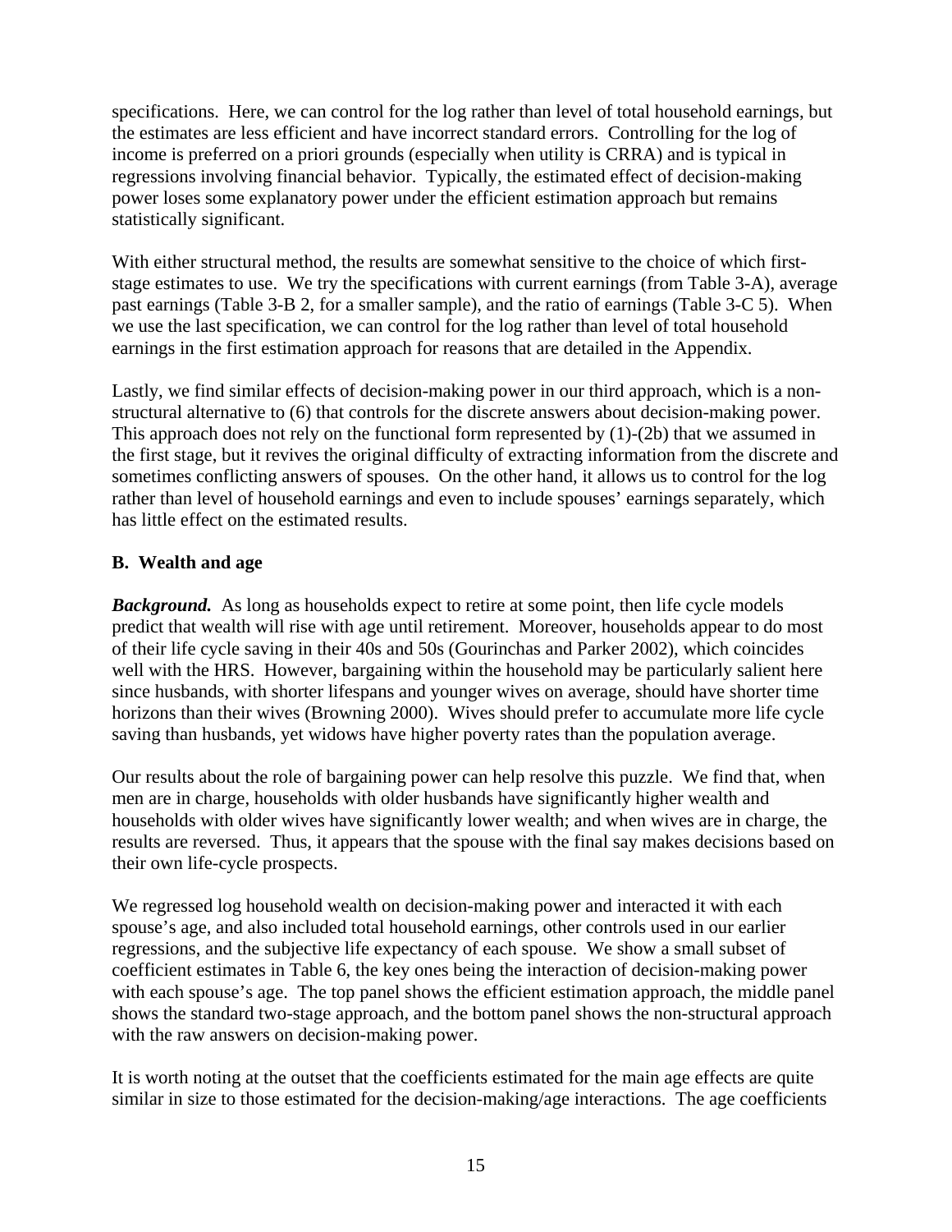specifications. Here, we can control for the log rather than level of total household earnings, but the estimates are less efficient and have incorrect standard errors. Controlling for the log of income is preferred on a priori grounds (especially when utility is CRRA) and is typical in regressions involving financial behavior. Typically, the estimated effect of decision-making power loses some explanatory power under the efficient estimation approach but remains statistically significant.

With either structural method, the results are somewhat sensitive to the choice of which first-stage estimates to use. We try the specifications with current earnings (from Table 3-A), average past earnings (Table 3-B 2, for a smaller sample), and the ratio of earnings (Table 3-C 5). When we use the last specification, we can control for the log rather than level of total household earnings in the first estimation approach for reasons that are detailed in the Appendix.

Lastly, we find similar effects of decision-making power in our third approach, which is a non-structural alternative to (6) that controls for the discrete answers about decision-making power. This approach does not rely on the functional form represented by (1)-(2b) that we assumed in the first stage, but it revives the original difficulty of extracting information from the discrete and sometimes conflicting answers of spouses. On the other hand, it allows us to control for the log rather than level of household earnings and even to include spouses' earnings separately, which has little effect on the estimated results.

## B. Wealth and age

***Background.*** As long as households expect to retire at some point, then life cycle models predict that wealth will rise with age until retirement. Moreover, households appear to do most of their life cycle saving in their 40s and 50s (Gourinchas and Parker 2002), which coincides well with the HRS. However, bargaining within the household may be particularly salient here since husbands, with shorter lifespans and younger wives on average, should have shorter time horizons than their wives (Browning 2000). Wives should prefer to accumulate more life cycle saving than husbands, yet widows have higher poverty rates than the population average.

Our results about the role of bargaining power can help resolve this puzzle. We find that, when men are in charge, households with older husbands have significantly higher wealth and households with older wives have significantly lower wealth; and when wives are in charge, the results are reversed. Thus, it appears that the spouse with the final say makes decisions based on their own life-cycle prospects.

We regressed log household wealth on decision-making power and interacted it with each spouse's age, and also included total household earnings, other controls used in our earlier regressions, and the subjective life expectancy of each spouse. We show a small subset of coefficient estimates in Table 6, the key ones being the interaction of decision-making power with each spouse's age. The top panel shows the efficient estimation approach, the middle panel shows the standard two-stage approach, and the bottom panel shows the non-structural approach with the raw answers on decision-making power.

It is worth noting at the outset that the coefficients estimated for the main age effects are quite similar in size to those estimated for the decision-making/age interactions. The age coefficients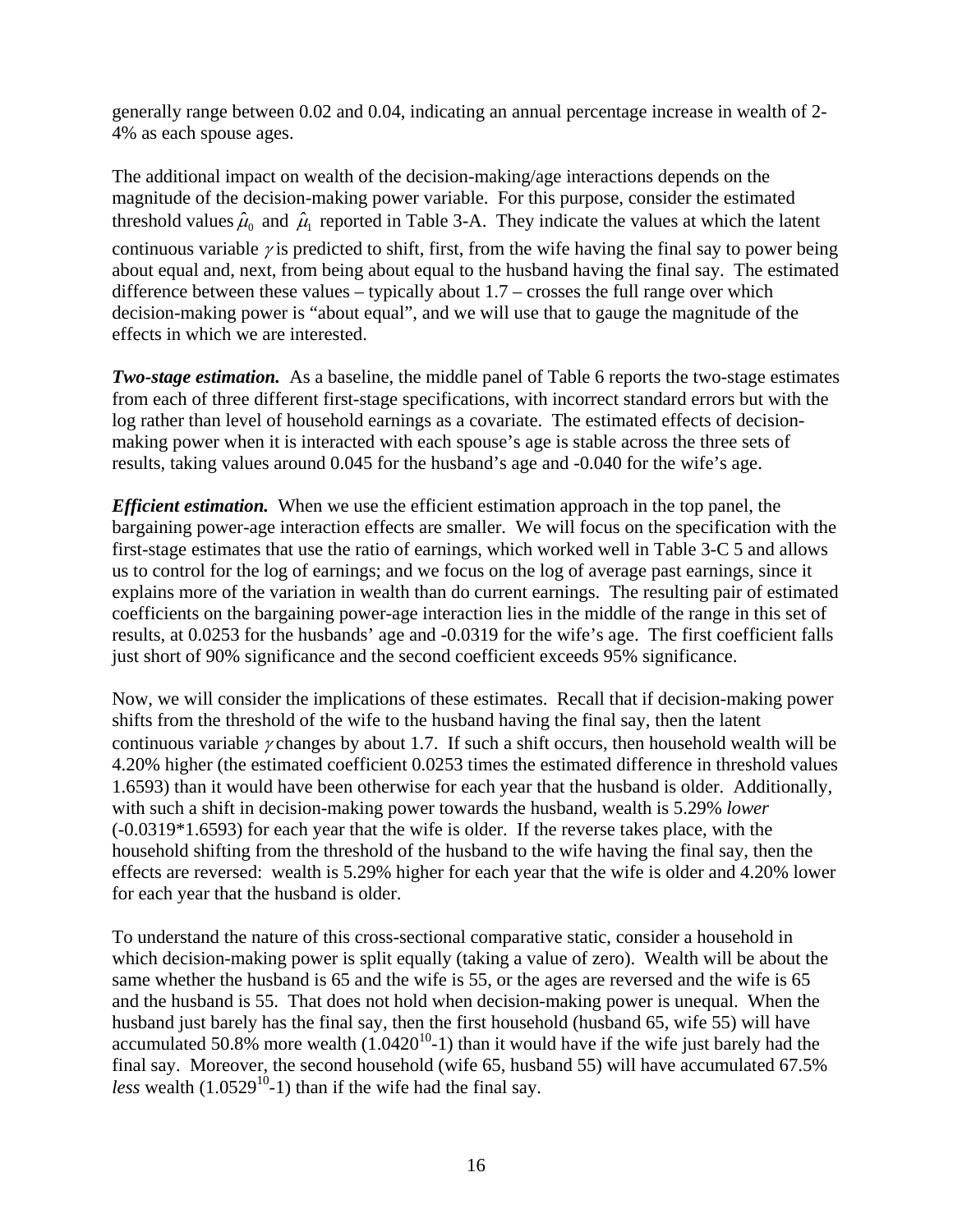generally range between 0.02 and 0.04, indicating an annual percentage increase in wealth of 2-4% as each spouse ages.

The additional impact on wealth of the decision-making/age interactions depends on the magnitude of the decision-making power variable. For this purpose, consider the estimated threshold values $\hat{\mu}_0$ and $\hat{\mu}_1$ reported in Table 3-A. They indicate the values at which the latent continuous variable $\gamma$ is predicted to shift, first, from the wife having the final say to power being about equal and, next, from being about equal to the husband having the final say. The estimated difference between these values – typically about 1.7 – crosses the full range over which decision-making power is "about equal", and we will use that to gauge the magnitude of the effects in which we are interested.

***Two-stage estimation.*** As a baseline, the middle panel of Table 6 reports the two-stage estimates from each of three different first-stage specifications, with incorrect standard errors but with the log rather than level of household earnings as a covariate. The estimated effects of decision-making power when it is interacted with each spouse's age is stable across the three sets of results, taking values around 0.045 for the husband's age and -0.040 for the wife's age.

***Efficient estimation.*** When we use the efficient estimation approach in the top panel, the bargaining power-age interaction effects are smaller. We will focus on the specification with the first-stage estimates that use the ratio of earnings, which worked well in Table 3-C 5 and allows us to control for the log of earnings; and we focus on the log of average past earnings, since it explains more of the variation in wealth than do current earnings. The resulting pair of estimated coefficients on the bargaining power-age interaction lies in the middle of the range in this set of results, at 0.0253 for the husbands' age and -0.0319 for the wife's age. The first coefficient falls just short of 90% significance and the second coefficient exceeds 95% significance.

Now, we will consider the implications of these estimates. Recall that if decision-making power shifts from the threshold of the wife to the husband having the final say, then the latent continuous variable $\gamma$ changes by about 1.7. If such a shift occurs, then household wealth will be 4.20% higher (the estimated coefficient 0.0253 times the estimated difference in threshold values 1.6593) than it would have been otherwise for each year that the husband is older. Additionally, with such a shift in decision-making power towards the husband, wealth is 5.29% *lower* (-0.0319*1.6593) for each year that the wife is older. If the reverse takes place, with the household shifting from the threshold of the husband to the wife having the final say, then the effects are reversed: wealth is 5.29% higher for each year that the wife is older and 4.20% lower for each year that the husband is older.

To understand the nature of this cross-sectional comparative static, consider a household in which decision-making power is split equally (taking a value of zero). Wealth will be about the same whether the husband is 65 and the wife is 55, or the ages are reversed and the wife is 65 and the husband is 55. That does not hold when decision-making power is unequal. When the husband just barely has the final say, then the first household (husband 65, wife 55) will have accumulated 50.8% more wealth ($1.0420^{10}$-1) than it would have if the wife just barely had the final say. Moreover, the second household (wife 65, husband 55) will have accumulated 67.5% *less* wealth ($1.0529^{10}$-1) than if the wife had the final say.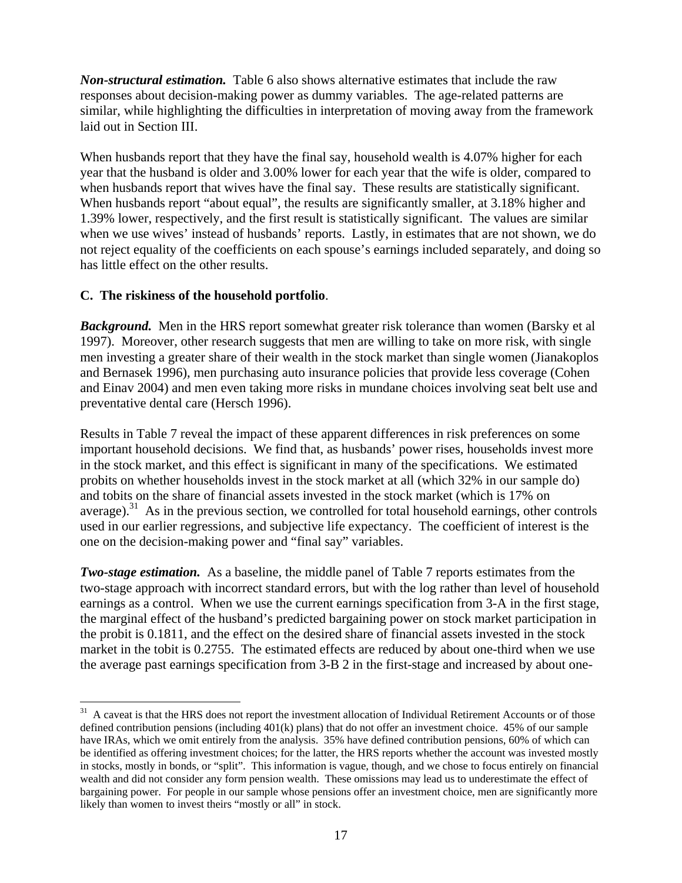***Non-structural estimation.*** Table 6 also shows alternative estimates that include the raw responses about decision-making power as dummy variables. The age-related patterns are similar, while highlighting the difficulties in interpretation of moving away from the framework laid out in Section III.

When husbands report that they have the final say, household wealth is 4.07% higher for each year that the husband is older and 3.00% lower for each year that the wife is older, compared to when husbands report that wives have the final say. These results are statistically significant. When husbands report "about equal", the results are significantly smaller, at 3.18% higher and 1.39% lower, respectively, and the first result is statistically significant. The values are similar when we use wives' instead of husbands' reports. Lastly, in estimates that are not shown, we do not reject equality of the coefficients on each spouse's earnings included separately, and doing so has little effect on the other results.

### C. The riskiness of the household portfolio.

***Background.*** Men in the HRS report somewhat greater risk tolerance than women (Barsky et al 1997). Moreover, other research suggests that men are willing to take on more risk, with single men investing a greater share of their wealth in the stock market than single women (Jianakoplos and Bernasek 1996), men purchasing auto insurance policies that provide less coverage (Cohen and Einav 2004) and men even taking more risks in mundane choices involving seat belt use and preventative dental care (Hersch 1996).

Results in Table 7 reveal the impact of these apparent differences in risk preferences on some important household decisions. We find that, as husbands' power rises, households invest more in the stock market, and this effect is significant in many of the specifications. We estimated probits on whether households invest in the stock market at all (which 32% in our sample do) and tobits on the share of financial assets invested in the stock market (which is 17% on average).[31] As in the previous section, we controlled for total household earnings, other controls used in our earlier regressions, and subjective life expectancy. The coefficient of interest is the one on the decision-making power and "final say" variables.

***Two-stage estimation.*** As a baseline, the middle panel of Table 7 reports estimates from the two-stage approach with incorrect standard errors, but with the log rather than level of household earnings as a control. When we use the current earnings specification from 3-A in the first stage, the marginal effect of the husband's predicted bargaining power on stock market participation in the probit is 0.1811, and the effect on the desired share of financial assets invested in the stock market in the tobit is 0.2755. The estimated effects are reduced by about one-third when we use the average past earnings specification from 3-B 2 in the first-stage and increased by about one-

[31] A caveat is that the HRS does not report the investment allocation of Individual Retirement Accounts or of those defined contribution pensions (including 401(k) plans) that do not offer an investment choice. 45% of our sample have IRAs, which we omit entirely from the analysis. 35% have defined contribution pensions, 60% of which can be identified as offering investment choices; for the latter, the HRS reports whether the account was invested mostly in stocks, mostly in bonds, or "split". This information is vague, though, and we chose to focus entirely on financial wealth and did not consider any form pension wealth. These omissions may lead us to underestimate the effect of bargaining power. For people in our sample whose pensions offer an investment choice, men are significantly more likely than women to invest theirs "mostly or all" in stock.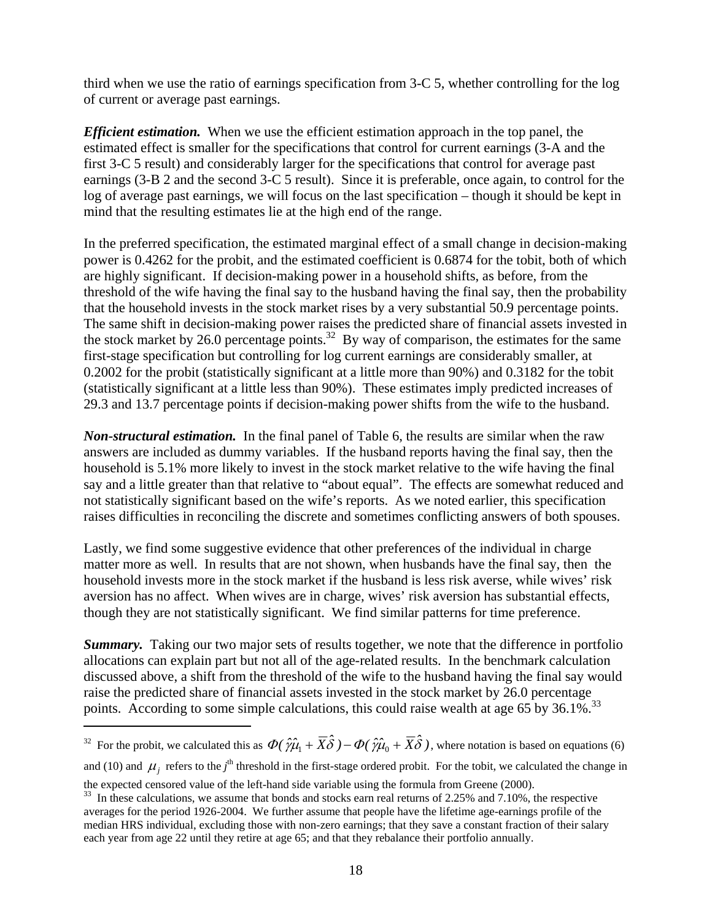third when we use the ratio of earnings specification from 3-C 5, whether controlling for the log of current or average past earnings.

***Efficient estimation.*** When we use the efficient estimation approach in the top panel, the estimated effect is smaller for the specifications that control for current earnings (3-A and the first 3-C 5 result) and considerably larger for the specifications that control for average past earnings (3-B 2 and the second 3-C 5 result). Since it is preferable, once again, to control for the log of average past earnings, we will focus on the last specification – though it should be kept in mind that the resulting estimates lie at the high end of the range.

In the preferred specification, the estimated marginal effect of a small change in decision-making power is 0.4262 for the probit, and the estimated coefficient is 0.6874 for the tobit, both of which are highly significant. If decision-making power in a household shifts, as before, from the threshold of the wife having the final say to the husband having the final say, then the probability that the household invests in the stock market rises by a very substantial 50.9 percentage points. The same shift in decision-making power raises the predicted share of financial assets invested in the stock market by 26.0 percentage points.[32] By way of comparison, the estimates for the same first-stage specification but controlling for log current earnings are considerably smaller, at 0.2002 for the probit (statistically significant at a little more than 90%) and 0.3182 for the tobit (statistically significant at a little less than 90%). These estimates imply predicted increases of 29.3 and 13.7 percentage points if decision-making power shifts from the wife to the husband.

***Non-structural estimation.*** In the final panel of Table 6, the results are similar when the raw answers are included as dummy variables. If the husband reports having the final say, then the household is 5.1% more likely to invest in the stock market relative to the wife having the final say and a little greater than that relative to "about equal". The effects are somewhat reduced and not statistically significant based on the wife's reports. As we noted earlier, this specification raises difficulties in reconciling the discrete and sometimes conflicting answers of both spouses.

Lastly, we find some suggestive evidence that other preferences of the individual in charge matter more as well. In results that are not shown, when husbands have the final say, then the household invests more in the stock market if the husband is less risk averse, while wives' risk aversion has no affect. When wives are in charge, wives' risk aversion has substantial effects, though they are not statistically significant. We find similar patterns for time preference.

***Summary.*** Taking our two major sets of results together, we note that the difference in portfolio allocations can explain part but not all of the age-related results. In the benchmark calculation discussed above, a shift from the threshold of the wife to the husband having the final say would raise the predicted share of financial assets invested in the stock market by 26.0 percentage points. According to some simple calculations, this could raise wealth at age 65 by 36.1%.[33]

---

[32] For the probit, we calculated this as $\Phi(\hat{\gamma}\hat{\mu}_1 + \overline{X}\hat{\delta}) - \Phi(\hat{\gamma}\hat{\mu}_0 + \overline{X}\hat{\delta})$, where notation is based on equations (6) and (10) and $\mu_j$ refers to the $j^{\text{th}}$ threshold in the first-stage ordered probit. For the tobit, we calculated the change in the expected censored value of the left-hand side variable using the formula from Greene (2000).

[33] In these calculations, we assume that bonds and stocks earn real returns of 2.25% and 7.10%, the respective averages for the period 1926-2004. We further assume that people have the lifetime age-earnings profile of the median HRS individual, excluding those with non-zero earnings; that they save a constant fraction of their salary each year from age 22 until they retire at age 65; and that they rebalance their portfolio annually.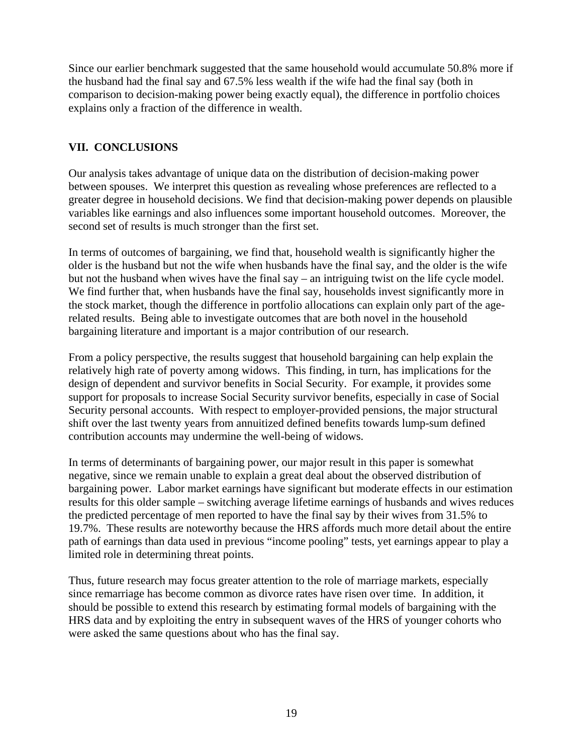Since our earlier benchmark suggested that the same household would accumulate 50.8% more if the husband had the final say and 67.5% less wealth if the wife had the final say (both in comparison to decision-making power being exactly equal), the difference in portfolio choices explains only a fraction of the difference in wealth.

## VII. CONCLUSIONS

Our analysis takes advantage of unique data on the distribution of decision-making power between spouses. We interpret this question as revealing whose preferences are reflected to a greater degree in household decisions. We find that decision-making power depends on plausible variables like earnings and also influences some important household outcomes. Moreover, the second set of results is much stronger than the first set.

In terms of outcomes of bargaining, we find that, household wealth is significantly higher the older is the husband but not the wife when husbands have the final say, and the older is the wife but not the husband when wives have the final say – an intriguing twist on the life cycle model. We find further that, when husbands have the final say, households invest significantly more in the stock market, though the difference in portfolio allocations can explain only part of the age-related results. Being able to investigate outcomes that are both novel in the household bargaining literature and important is a major contribution of our research.

From a policy perspective, the results suggest that household bargaining can help explain the relatively high rate of poverty among widows. This finding, in turn, has implications for the design of dependent and survivor benefits in Social Security. For example, it provides some support for proposals to increase Social Security survivor benefits, especially in case of Social Security personal accounts. With respect to employer-provided pensions, the major structural shift over the last twenty years from annuitized defined benefits towards lump-sum defined contribution accounts may undermine the well-being of widows.

In terms of determinants of bargaining power, our major result in this paper is somewhat negative, since we remain unable to explain a great deal about the observed distribution of bargaining power. Labor market earnings have significant but moderate effects in our estimation results for this older sample – switching average lifetime earnings of husbands and wives reduces the predicted percentage of men reported to have the final say by their wives from 31.5% to 19.7%. These results are noteworthy because the HRS affords much more detail about the entire path of earnings than data used in previous "income pooling" tests, yet earnings appear to play a limited role in determining threat points.

Thus, future research may focus greater attention to the role of marriage markets, especially since remarriage has become common as divorce rates have risen over time. In addition, it should be possible to extend this research by estimating formal models of bargaining with the HRS data and by exploiting the entry in subsequent waves of the HRS of younger cohorts who were asked the same questions about who has the final say.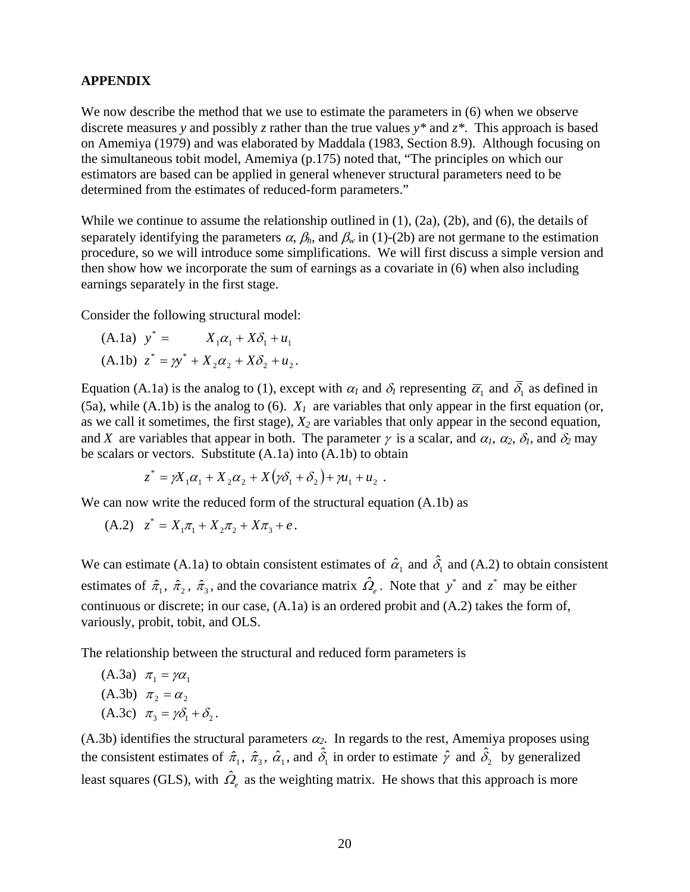## APPENDIX

We now describe the method that we use to estimate the parameters in (6) when we observe discrete measures *y* and possibly *z* rather than the true values *y\** and *z\**. This approach is based on Amemiya (1979) and was elaborated by Maddala (1983, Section 8.9). Although focusing on the simultaneous tobit model, Amemiya (p.175) noted that, "The principles on which our estimators are based can be applied in general whenever structural parameters need to be determined from the estimates of reduced-form parameters."

While we continue to assume the relationship outlined in (1), (2a), (2b), and (6), the details of separately identifying the parameters $\alpha$, $\beta_h$, and $\beta_w$ in (1)-(2b) are not germane to the estimation procedure, so we will introduce some simplifications. We will first discuss a simple version and then show how we incorporate the sum of earnings as a covariate in (6) when also including earnings separately in the first stage.

Consider the following structural model:

(A.1a) $y^* = X_1\alpha_1 + X\delta_1 + u_1$

(A.1b) $z^* = \gamma y^* + X_2\alpha_2 + X\delta_2 + u_2$.

Equation (A.1a) is the analog to (1), except with $\alpha_1$ and $\delta_1$ representing $\overline{\alpha}_1$ and $\overline{\delta}_1$ as defined in (5a), while (A.1b) is the analog to (6). $X_1$ are variables that only appear in the first equation (or, as we call it sometimes, the first stage), $X_2$ are variables that only appear in the second equation, and $X$ are variables that appear in both. The parameter $\gamma$ is a scalar, and $\alpha_1$, $\alpha_2$, $\delta_1$, and $\delta_2$ may be scalars or vectors. Substitute (A.1a) into (A.1b) to obtain

$$z^* = \gamma X_1\alpha_1 + X_2\alpha_2 + X\left(\gamma\delta_1 + \delta_2\right) + \gamma u_1 + u_2 \ .$$

We can now write the reduced form of the structural equation (A.1b) as

(A.2) $z^* = X_1\pi_1 + X_2\pi_2 + X\pi_3 + e$.

We can estimate (A.1a) to obtain consistent estimates of $\hat{\alpha}_1$ and $\hat{\delta}_1$ and (A.2) to obtain consistent estimates of $\hat{\pi}_1$, $\hat{\pi}_2$, $\hat{\pi}_3$, and the covariance matrix $\hat{\Omega}_e$. Note that $y^*$ and $z^*$ may be either continuous or discrete; in our case, (A.1a) is an ordered probit and (A.2) takes the form of, variously, probit, tobit, and OLS.

The relationship between the structural and reduced form parameters is

(A.3a) $\pi_1 = \gamma\alpha_1$

(A.3b) $\pi_2 = \alpha_2$

(A.3c) $\pi_3 = \gamma\delta_1 + \delta_2$.

(A.3b) identifies the structural parameters $\alpha_2$. In regards to the rest, Amemiya proposes using the consistent estimates of $\hat{\pi}_1$, $\hat{\pi}_3$, $\hat{\alpha}_1$, and $\hat{\delta}_1$ in order to estimate $\hat{\gamma}$ and $\hat{\delta}_2$ by generalized least squares (GLS), with $\hat{\Omega}_e$ as the weighting matrix. He shows that this approach is more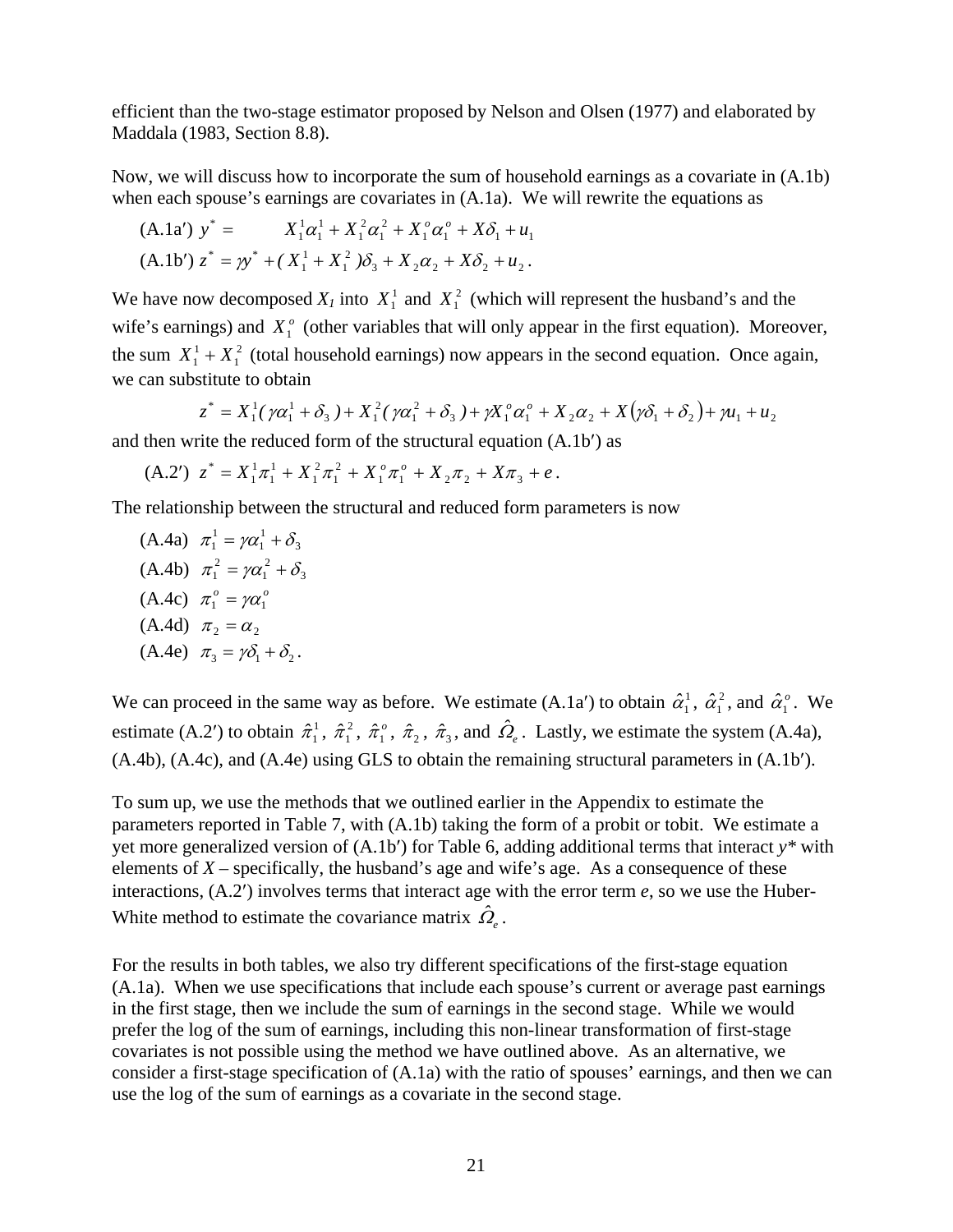efficient than the two-stage estimator proposed by Nelson and Olsen (1977) and elaborated by Maddala (1983, Section 8.8).

Now, we will discuss how to incorporate the sum of household earnings as a covariate in (A.1b) when each spouse's earnings are covariates in (A.1a). We will rewrite the equations as

(A.1a′) $y^* = \quad X_1^1\alpha_1^1 + X_1^2\alpha_1^2 + X_1^o\alpha_1^o + X\delta_1 + u_1$

(A.1b′) $z^* = \gamma y^* + (X_1^1 + X_1^2)\delta_3 + X_2\alpha_2 + X\delta_2 + u_2$.

We have now decomposed $X_1$ into $X_1^1$ and $X_1^2$ (which will represent the husband's and the wife's earnings) and $X_1^o$ (other variables that will only appear in the first equation). Moreover, the sum $X_1^1 + X_1^2$ (total household earnings) now appears in the second equation. Once again, we can substitute to obtain

$$z^* = X_1^1(\gamma\alpha_1^1 + \delta_3) + X_1^2(\gamma\alpha_1^2 + \delta_3) + \gamma X_1^o\alpha_1^o + X_2\alpha_2 + X(\gamma\delta_1 + \delta_2) + \gamma u_1 + u_2$$

and then write the reduced form of the structural equation (A.1b′) as

(A.2′) $z^* = X_1^1\pi_1^1 + X_1^2\pi_1^2 + X_1^o\pi_1^o + X_2\pi_2 + X\pi_3 + e$.

The relationship between the structural and reduced form parameters is now

(A.4a) $\pi_1^1 = \gamma\alpha_1^1 + \delta_3$

(A.4b) $\pi_1^2 = \gamma\alpha_1^2 + \delta_3$

(A.4c) $\pi_1^o = \gamma\alpha_1^o$

(A.4d) $\pi_2 = \alpha_2$

(A.4e) $\pi_3 = \gamma\delta_1 + \delta_2$.

We can proceed in the same way as before. We estimate (A.1a′) to obtain $\hat{\alpha}_1^1$, $\hat{\alpha}_1^2$, and $\hat{\alpha}_1^o$. We estimate (A.2′) to obtain $\hat{\pi}_1^1$, $\hat{\pi}_1^2$, $\hat{\pi}_1^o$, $\hat{\pi}_2$, $\hat{\pi}_3$, and $\hat{\Omega}_e$. Lastly, we estimate the system (A.4a), (A.4b), (A.4c), and (A.4e) using GLS to obtain the remaining structural parameters in (A.1b′).

To sum up, we use the methods that we outlined earlier in the Appendix to estimate the parameters reported in Table 7, with (A.1b) taking the form of a probit or tobit. We estimate a yet more generalized version of (A.1b′) for Table 6, adding additional terms that interact $y^*$ with elements of $X$ – specifically, the husband's age and wife's age. As a consequence of these interactions, (A.2′) involves terms that interact age with the error term $e$, so we use the Huber-White method to estimate the covariance matrix $\hat{\Omega}_e$.

For the results in both tables, we also try different specifications of the first-stage equation (A.1a). When we use specifications that include each spouse's current or average past earnings in the first stage, then we include the sum of earnings in the second stage. While we would prefer the log of the sum of earnings, including this non-linear transformation of first-stage covariates is not possible using the method we have outlined above. As an alternative, we consider a first-stage specification of (A.1a) with the ratio of spouses' earnings, and then we can use the log of the sum of earnings as a covariate in the second stage.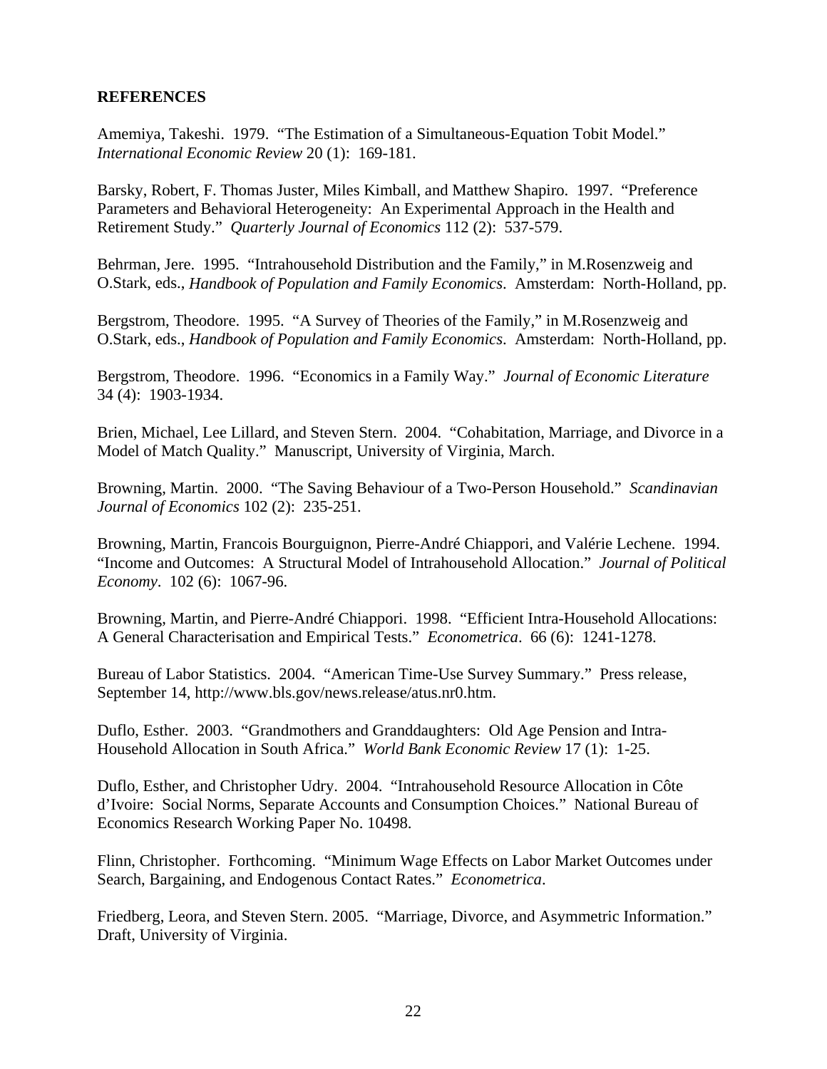**REFERENCES**

Amemiya, Takeshi. 1979. "The Estimation of a Simultaneous-Equation Tobit Model." *International Economic Review* 20 (1): 169-181.

Barsky, Robert, F. Thomas Juster, Miles Kimball, and Matthew Shapiro. 1997. "Preference Parameters and Behavioral Heterogeneity: An Experimental Approach in the Health and Retirement Study." *Quarterly Journal of Economics* 112 (2): 537-579.

Behrman, Jere. 1995. "Intrahousehold Distribution and the Family," in M.Rosenzweig and O.Stark, eds., *Handbook of Population and Family Economics*. Amsterdam: North-Holland, pp.

Bergstrom, Theodore. 1995. "A Survey of Theories of the Family," in M.Rosenzweig and O.Stark, eds., *Handbook of Population and Family Economics*. Amsterdam: North-Holland, pp.

Bergstrom, Theodore. 1996. "Economics in a Family Way." *Journal of Economic Literature* 34 (4): 1903-1934.

Brien, Michael, Lee Lillard, and Steven Stern. 2004. "Cohabitation, Marriage, and Divorce in a Model of Match Quality." Manuscript, University of Virginia, March.

Browning, Martin. 2000. "The Saving Behaviour of a Two-Person Household." *Scandinavian Journal of Economics* 102 (2): 235-251.

Browning, Martin, Francois Bourguignon, Pierre-André Chiappori, and Valérie Lechene. 1994. "Income and Outcomes: A Structural Model of Intrahousehold Allocation." *Journal of Political Economy*. 102 (6): 1067-96.

Browning, Martin, and Pierre-André Chiappori. 1998. "Efficient Intra-Household Allocations: A General Characterisation and Empirical Tests." *Econometrica*. 66 (6): 1241-1278.

Bureau of Labor Statistics. 2004. "American Time-Use Survey Summary." Press release, September 14, http://www.bls.gov/news.release/atus.nr0.htm.

Duflo, Esther. 2003. "Grandmothers and Granddaughters: Old Age Pension and Intra-Household Allocation in South Africa." *World Bank Economic Review* 17 (1): 1-25.

Duflo, Esther, and Christopher Udry. 2004. "Intrahousehold Resource Allocation in Côte d'Ivoire: Social Norms, Separate Accounts and Consumption Choices." National Bureau of Economics Research Working Paper No. 10498.

Flinn, Christopher. Forthcoming. "Minimum Wage Effects on Labor Market Outcomes under Search, Bargaining, and Endogenous Contact Rates." *Econometrica*.

Friedberg, Leora, and Steven Stern. 2005. "Marriage, Divorce, and Asymmetric Information." Draft, University of Virginia.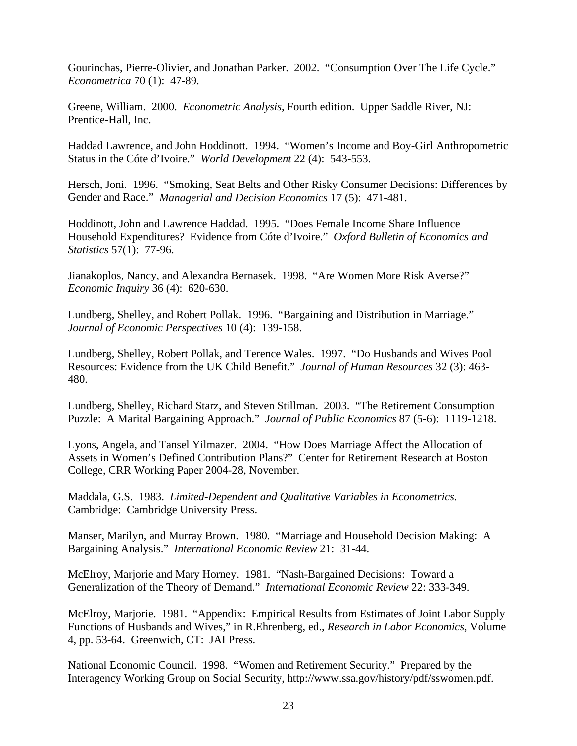Gourinchas, Pierre-Olivier, and Jonathan Parker. 2002. "Consumption Over The Life Cycle." *Econometrica* 70 (1): 47-89.

Greene, William. 2000. *Econometric Analysis*, Fourth edition. Upper Saddle River, NJ: Prentice-Hall, Inc.

Haddad Lawrence, and John Hoddinott. 1994. "Women's Income and Boy-Girl Anthropometric Status in the Cóte d'Ivoire." *World Development* 22 (4): 543-553.

Hersch, Joni. 1996. "Smoking, Seat Belts and Other Risky Consumer Decisions: Differences by Gender and Race." *Managerial and Decision Economics* 17 (5): 471-481.

Hoddinott, John and Lawrence Haddad. 1995. "Does Female Income Share Influence Household Expenditures? Evidence from Cóte d'Ivoire." *Oxford Bulletin of Economics and Statistics* 57(1): 77-96.

Jianakoplos, Nancy, and Alexandra Bernasek. 1998. "Are Women More Risk Averse?" *Economic Inquiry* 36 (4): 620-630.

Lundberg, Shelley, and Robert Pollak. 1996. "Bargaining and Distribution in Marriage." *Journal of Economic Perspectives* 10 (4): 139-158.

Lundberg, Shelley, Robert Pollak, and Terence Wales. 1997. "Do Husbands and Wives Pool Resources: Evidence from the UK Child Benefit." *Journal of Human Resources* 32 (3): 463-480.

Lundberg, Shelley, Richard Starz, and Steven Stillman. 2003. "The Retirement Consumption Puzzle: A Marital Bargaining Approach." *Journal of Public Economics* 87 (5-6): 1119-1218.

Lyons, Angela, and Tansel Yilmazer. 2004. "How Does Marriage Affect the Allocation of Assets in Women's Defined Contribution Plans?" Center for Retirement Research at Boston College, CRR Working Paper 2004-28, November.

Maddala, G.S. 1983. *Limited-Dependent and Qualitative Variables in Econometrics*. Cambridge: Cambridge University Press.

Manser, Marilyn, and Murray Brown. 1980. "Marriage and Household Decision Making: A Bargaining Analysis." *International Economic Review* 21: 31-44.

McElroy, Marjorie and Mary Horney. 1981. "Nash-Bargained Decisions: Toward a Generalization of the Theory of Demand." *International Economic Review* 22: 333-349.

McElroy, Marjorie. 1981. "Appendix: Empirical Results from Estimates of Joint Labor Supply Functions of Husbands and Wives," in R.Ehrenberg, ed., *Research in Labor Economics*, Volume 4, pp. 53-64. Greenwich, CT: JAI Press.

National Economic Council. 1998. "Women and Retirement Security." Prepared by the Interagency Working Group on Social Security, http://www.ssa.gov/history/pdf/sswomen.pdf.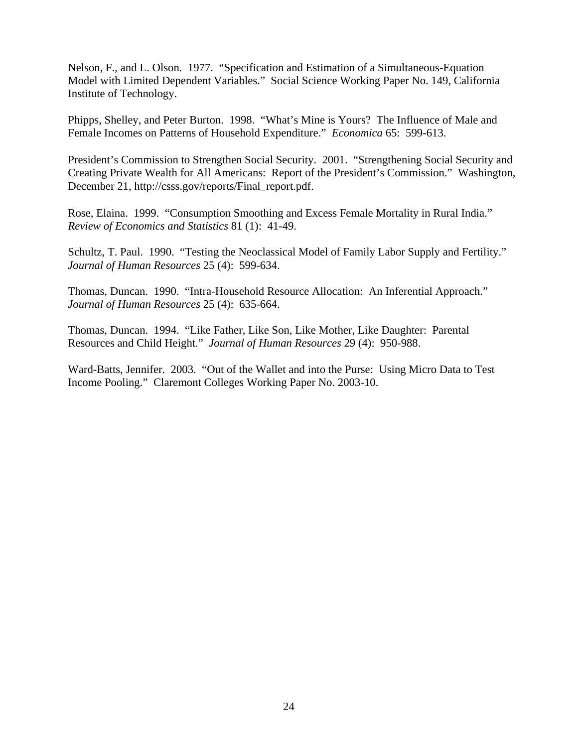Nelson, F., and L. Olson. 1977. "Specification and Estimation of a Simultaneous-Equation Model with Limited Dependent Variables." Social Science Working Paper No. 149, California Institute of Technology.

Phipps, Shelley, and Peter Burton. 1998. "What's Mine is Yours? The Influence of Male and Female Incomes on Patterns of Household Expenditure." *Economica* 65: 599-613.

President's Commission to Strengthen Social Security. 2001. "Strengthening Social Security and Creating Private Wealth for All Americans: Report of the President's Commission." Washington, December 21, http://csss.gov/reports/Final_report.pdf.

Rose, Elaina. 1999. "Consumption Smoothing and Excess Female Mortality in Rural India." *Review of Economics and Statistics* 81 (1): 41-49.

Schultz, T. Paul. 1990. "Testing the Neoclassical Model of Family Labor Supply and Fertility." *Journal of Human Resources* 25 (4): 599-634.

Thomas, Duncan. 1990. "Intra-Household Resource Allocation: An Inferential Approach." *Journal of Human Resources* 25 (4): 635-664.

Thomas, Duncan. 1994. "Like Father, Like Son, Like Mother, Like Daughter: Parental Resources and Child Height." *Journal of Human Resources* 29 (4): 950-988.

Ward-Batts, Jennifer. 2003. "Out of the Wallet and into the Purse: Using Micro Data to Test Income Pooling." Claremont Colleges Working Paper No. 2003-10.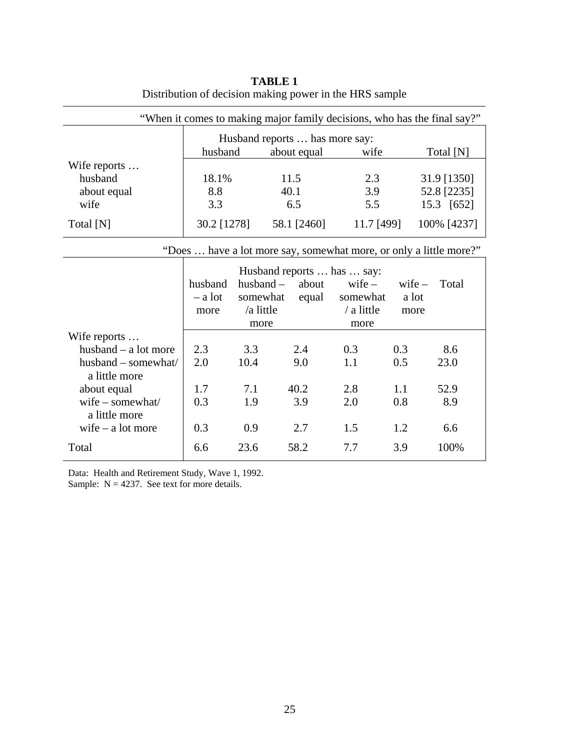**TABLE 1**

Distribution of decision making power in the HRS sample

"When it comes to making major family decisions, who has the final say?"

| | Husband reports … has more say: husband | about equal | wife | Total [N] |
|---|---|---|---|---|
| Wife reports … | | | | |
| husband | 18.1% | 11.5 | 2.3 | 31.9 [1350] |
| about equal | 8.8 | 40.1 | 3.9 | 52.8 [2235] |
| wife | 3.3 | 6.5 | 5.5 | 15.3 [652] |
| Total [N] | 30.2 [1278] | 58.1 [2460] | 11.7 [499] | 100% [4237] |

"Does … have a lot more say, somewhat more, or only a little more?"

| | Husband reports … has … say: husband – a lot more | husband – somewhat /a little more | about equal | wife – somewhat / a little more | wife – a lot more | Total |
|---|---|---|---|---|---|---|
| Wife reports … | | | | | | |
| husband – a lot more | 2.3 | 3.3 | 2.4 | 0.3 | 0.3 | 8.6 |
| husband – somewhat/ a little more | 2.0 | 10.4 | 9.0 | 1.1 | 0.5 | 23.0 |
| about equal | 1.7 | 7.1 | 40.2 | 2.8 | 1.1 | 52.9 |
| wife – somewhat/ a little more | 0.3 | 1.9 | 3.9 | 2.0 | 0.8 | 8.9 |
| wife – a lot more | 0.3 | 0.9 | 2.7 | 1.5 | 1.2 | 6.6 |
| Total | 6.6 | 23.6 | 58.2 | 7.7 | 3.9 | 100% |

Data: Health and Retirement Study, Wave 1, 1992.
Sample: N = 4237. See text for more details.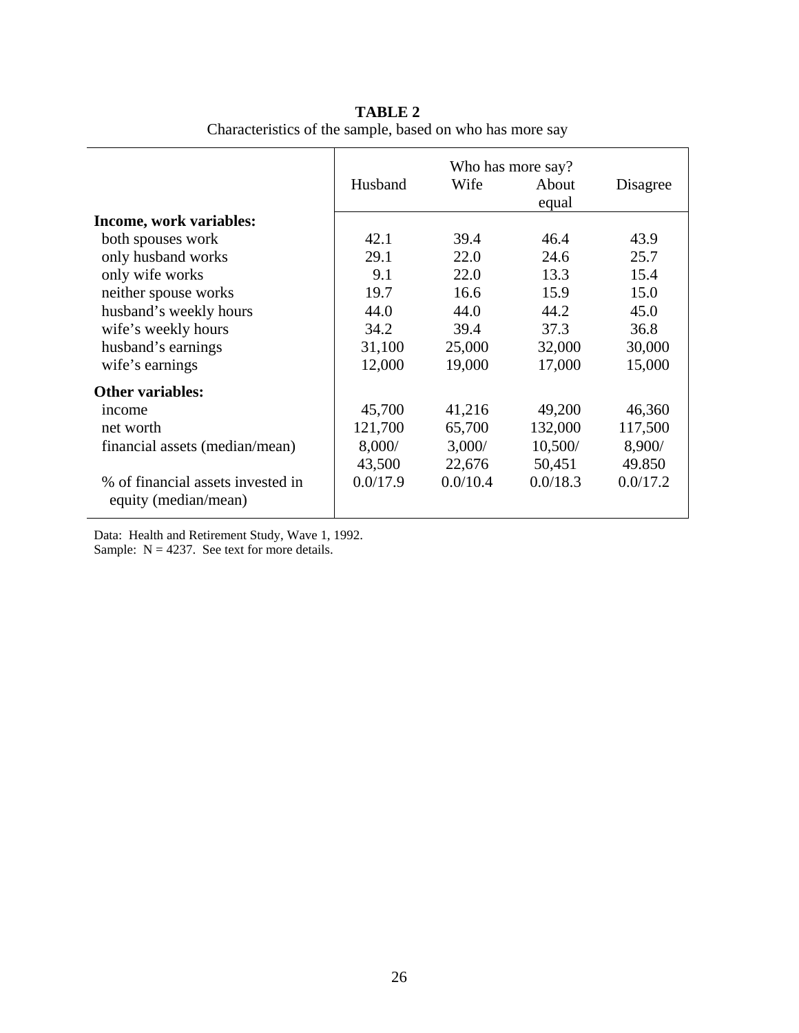**TABLE 2**
Characteristics of the sample, based on who has more say

| | Who has more say? | | | |
|---|---|---|---|---|
| | Husband | Wife | About equal | Disagree |
| **Income, work variables:** | | | | |
| both spouses work | 42.1 | 39.4 | 46.4 | 43.9 |
| only husband works | 29.1 | 22.0 | 24.6 | 25.7 |
| only wife works | 9.1 | 22.0 | 13.3 | 15.4 |
| neither spouse works | 19.7 | 16.6 | 15.9 | 15.0 |
| husband's weekly hours | 44.0 | 44.0 | 44.2 | 45.0 |
| wife's weekly hours | 34.2 | 39.4 | 37.3 | 36.8 |
| husband's earnings | 31,100 | 25,000 | 32,000 | 30,000 |
| wife's earnings | 12,000 | 19,000 | 17,000 | 15,000 |
| **Other variables:** | | | | |
| income | 45,700 | 41,216 | 49,200 | 46,360 |
| net worth | 121,700 | 65,700 | 132,000 | 117,500 |
| financial assets (median/mean) | 8,000/ 43,500 | 3,000/ 22,676 | 10,500/ 50,451 | 8,900/ 49.850 |
| % of financial assets invested in equity (median/mean) | 0.0/17.9 | 0.0/10.4 | 0.0/18.3 | 0.0/17.2 |

Data: Health and Retirement Study, Wave 1, 1992.
Sample: N = 4237. See text for more details.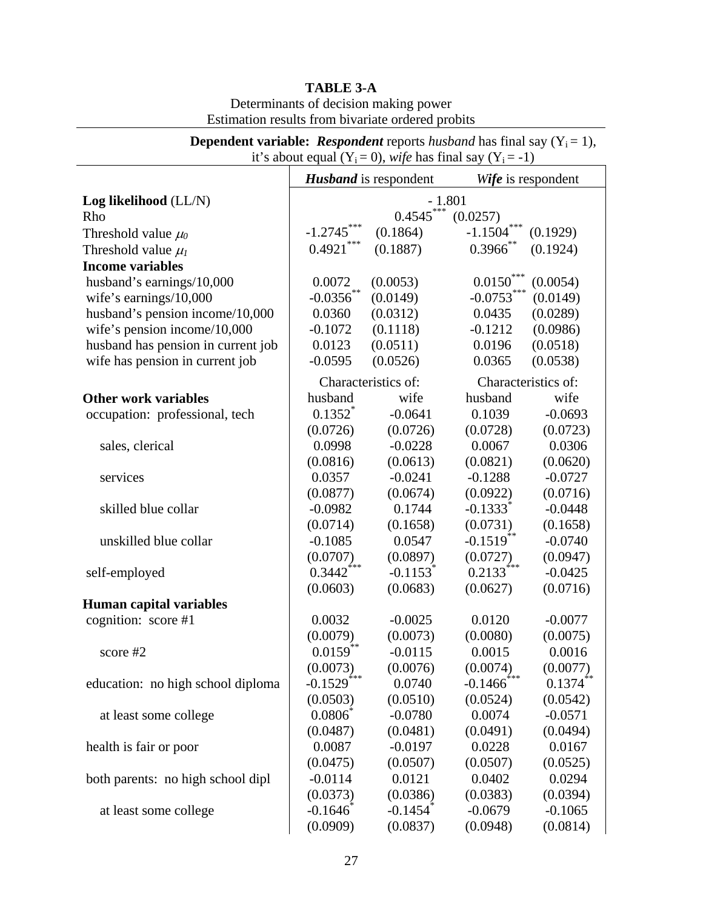**TABLE 3-A**
Determinants of decision making power
Estimation results from bivariate ordered probits

**Dependent variable:** ***Respondent*** reports *husband* has final say ($Y_i = 1$), it's about equal ($Y_i = 0$), *wife* has final say ($Y_i = -1$)

| | ***Husband*** is respondent | | ***Wife*** is respondent | |
|---|---|---|---|---|
| **Log likelihood** (LL/N) | - 1.801 | | | |
| Rho | 0.4545*** (0.0257) | | | |
| Threshold value $\mu_0$ | -1.2745*** | (0.1864) | -1.1504*** | (0.1929) |
| Threshold value $\mu_1$ | 0.4921*** | (0.1887) | 0.3966** | (0.1924) |
| **Income variables** | | | | |
| husband's earnings/10,000 | 0.0072 | (0.0053) | 0.0150*** | (0.0054) |
| wife's earnings/10,000 | -0.0356** | (0.0149) | -0.0753*** | (0.0149) |
| husband's pension income/10,000 | 0.0360 | (0.0312) | 0.0435 | (0.0289) |
| wife's pension income/10,000 | -0.1072 | (0.1118) | -0.1212 | (0.0986) |
| husband has pension in current job | 0.0123 | (0.0511) | 0.0196 | (0.0518) |
| wife has pension in current job | -0.0595 | (0.0526) | 0.0365 | (0.0538) |
| | Characteristics of: | | Characteristics of: | |
| **Other work variables** | husband | wife | husband | wife |
| occupation: professional, tech | 0.1352* | -0.0641 | 0.1039 | -0.0693 |
| | (0.0726) | (0.0726) | (0.0728) | (0.0723) |
| sales, clerical | 0.0998 | -0.0228 | 0.0067 | 0.0306 |
| | (0.0816) | (0.0613) | (0.0821) | (0.0620) |
| services | 0.0357 | -0.0241 | -0.1288 | -0.0727 |
| | (0.0877) | (0.0674) | (0.0922) | (0.0716) |
| skilled blue collar | -0.0982 | 0.1744 | -0.1333* | -0.0448 |
| | (0.0714) | (0.1658) | (0.0731) | (0.1658) |
| unskilled blue collar | -0.1085 | 0.0547 | -0.1519** | -0.0740 |
| | (0.0707) | (0.0897) | (0.0727) | (0.0947) |
| self-employed | 0.3442*** | -0.1153* | 0.2133*** | -0.0425 |
| | (0.0603) | (0.0683) | (0.0627) | (0.0716) |
| **Human capital variables** | | | | |
| cognition: score #1 | 0.0032 | -0.0025 | 0.0120 | -0.0077 |
| | (0.0079) | (0.0073) | (0.0080) | (0.0075) |
| score #2 | 0.0159** | -0.0115 | 0.0015 | 0.0016 |
| | (0.0073) | (0.0076) | (0.0074) | (0.0077) |
| education: no high school diploma | -0.1529*** | 0.0740 | -0.1466*** | 0.1374** |
| | (0.0503) | (0.0510) | (0.0524) | (0.0542) |
| at least some college | 0.0806* | -0.0780 | 0.0074 | -0.0571 |
| | (0.0487) | (0.0481) | (0.0491) | (0.0494) |
| health is fair or poor | 0.0087 | -0.0197 | 0.0228 | 0.0167 |
| | (0.0475) | (0.0507) | (0.0507) | (0.0525) |
| both parents: no high school dipl | -0.0114 | 0.0121 | 0.0402 | 0.0294 |
| | (0.0373) | (0.0386) | (0.0383) | (0.0394) |
| at least some college | -0.1646* | -0.1454* | -0.0679 | -0.1065 |
| | (0.0909) | (0.0837) | (0.0948) | (0.0814) |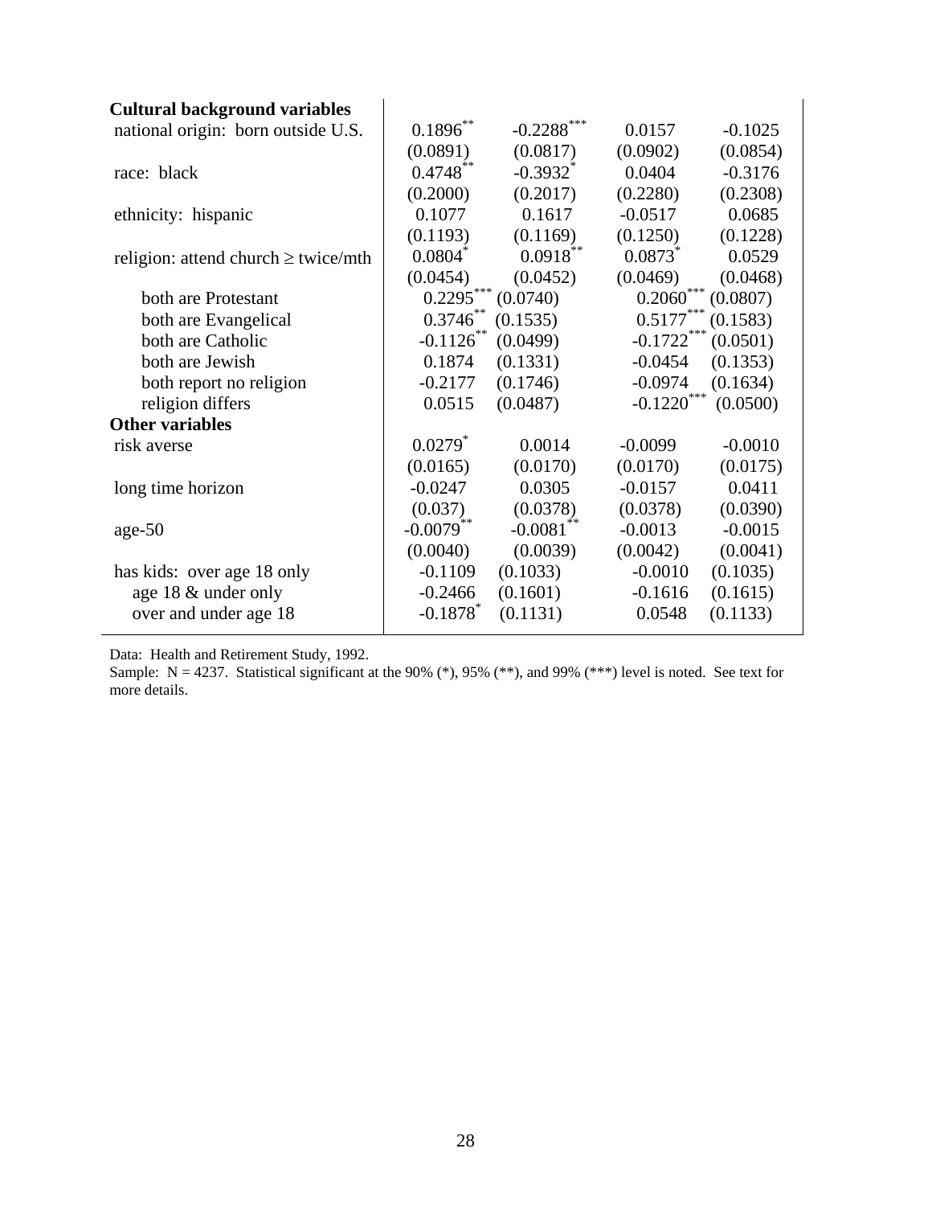| | | | | |
|---|---|---|---|---|
| **Cultural background variables** | | | | |
| national origin: born outside U.S. | 0.1896** | -0.2288*** | 0.0157 | -0.1025 |
| | (0.0891) | (0.0817) | (0.0902) | (0.0854) |
| race: black | 0.4748** | -0.3932* | 0.0404 | -0.3176 |
| | (0.2000) | (0.2017) | (0.2280) | (0.2308) |
| ethnicity: hispanic | 0.1077 | 0.1617 | -0.0517 | 0.0685 |
| | (0.1193) | (0.1169) | (0.1250) | (0.1228) |
| religion: attend church ≥ twice/mth | 0.0804* | 0.0918** | 0.0873* | 0.0529 |
| | (0.0454) | (0.0452) | (0.0469) | (0.0468) |
| both are Protestant | 0.2295*** | (0.0740) | 0.2060*** | (0.0807) |
| both are Evangelical | 0.3746** | (0.1535) | 0.5177*** | (0.1583) |
| both are Catholic | -0.1126** | (0.0499) | -0.1722*** | (0.0501) |
| both are Jewish | 0.1874 | (0.1331) | -0.0454 | (0.1353) |
| both report no religion | -0.2177 | (0.1746) | -0.0974 | (0.1634) |
| religion differs | 0.0515 | (0.0487) | -0.1220*** | (0.0500) |
| **Other variables** | | | | |
| risk averse | 0.0279* | 0.0014 | -0.0099 | -0.0010 |
| | (0.0165) | (0.0170) | (0.0170) | (0.0175) |
| long time horizon | -0.0247 | 0.0305 | -0.0157 | 0.0411 |
| | (0.037) | (0.0378) | (0.0378) | (0.0390) |
| age-50 | -0.0079** | -0.0081** | -0.0013 | -0.0015 |
| | (0.0040) | (0.0039) | (0.0042) | (0.0041) |
| has kids: over age 18 only | -0.1109 | (0.1033) | -0.0010 | (0.1035) |
| age 18 & under only | -0.2466 | (0.1601) | -0.1616 | (0.1615) |
| over and under age 18 | -0.1878* | (0.1131) | 0.0548 | (0.1133) |

Data: Health and Retirement Study, 1992.
Sample: N = 4237. Statistical significant at the 90% (*), 95% (**), and 99% (***) level is noted. See text for more details.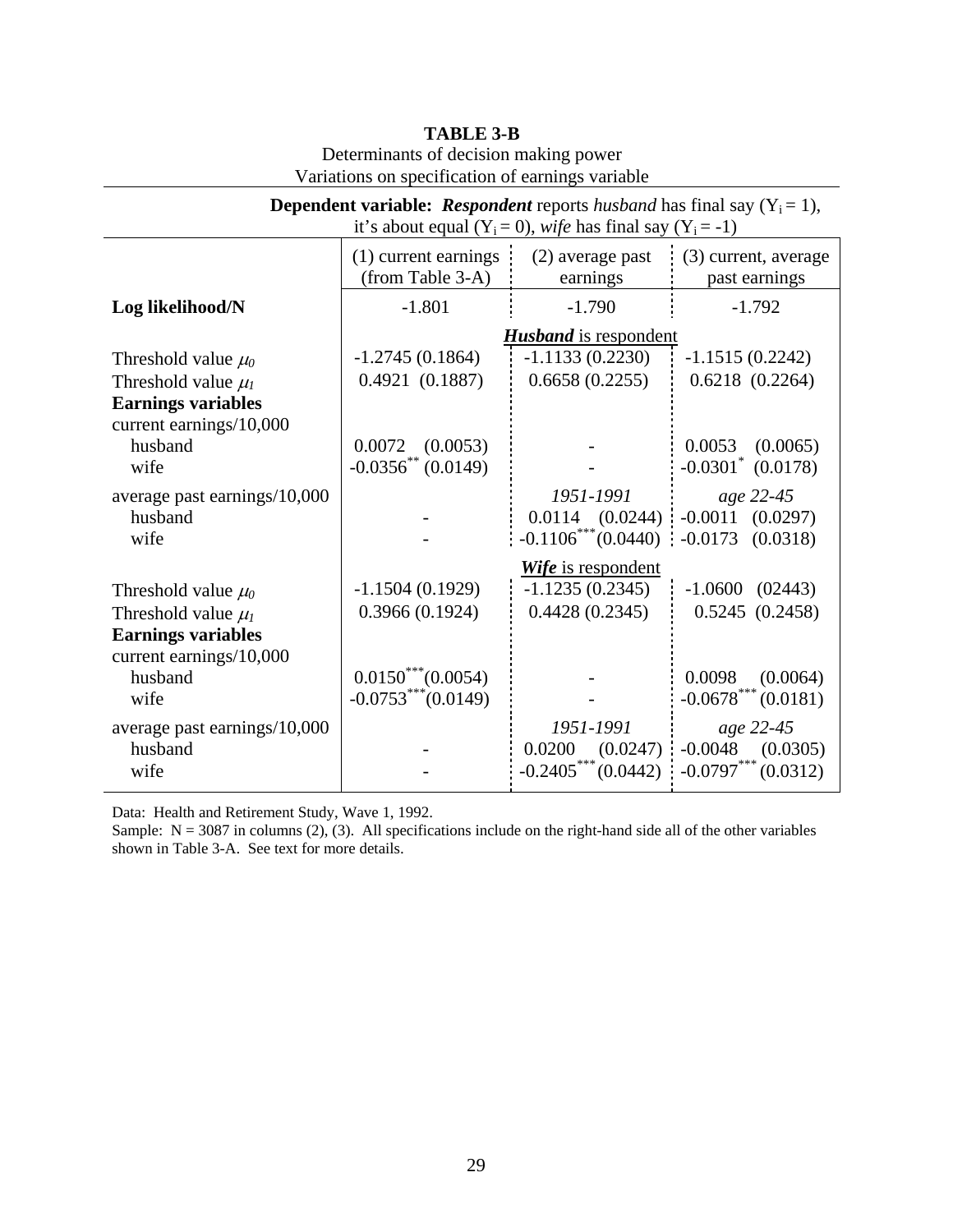**TABLE 3-B**

Determinants of decision making power

Variations on specification of earnings variable

| | **Dependent variable:** ***Respondent*** reports *husband* has final say ($Y_i = 1$), it's about equal ($Y_i = 0$), *wife* has final say ($Y_i = -1$) | | |
|---|---|---|---|
| | (1) current earnings (from Table 3-A) | (2) average past earnings | (3) current, average past earnings |
| **Log likelihood/N** | -1.801 | -1.790 | -1.792 |
| | | ***Husband*** is respondent | |
| Threshold value $\mu_0$ | -1.2745 (0.1864) | -1.1133 (0.2230) | -1.1515 (0.2242) |
| Threshold value $\mu_1$ | 0.4921 (0.1887) | 0.6658 (0.2255) | 0.6218 (0.2264) |
| **Earnings variables** | | | |
| current earnings/10,000 | | | |
| husband | 0.0072 (0.0053) | - | 0.0053 (0.0065) |
| wife | -0.0356** (0.0149) | - | -0.0301* (0.0178) |
| average past earnings/10,000 | | *1951-1991* | *age 22-45* |
| husband | - | 0.0114 (0.0244) | -0.0011 (0.0297) |
| wife | - | -0.1106*** (0.0440) | -0.0173 (0.0318) |
| | | ***Wife*** is respondent | |
| Threshold value $\mu_0$ | -1.1504 (0.1929) | -1.1235 (0.2345) | -1.0600 (02443) |
| Threshold value $\mu_1$ | 0.3966 (0.1924) | 0.4428 (0.2345) | 0.5245 (0.2458) |
| **Earnings variables** | | | |
| current earnings/10,000 | | | |
| husband | 0.0150*** (0.0054) | - | 0.0098 (0.0064) |
| wife | -0.0753*** (0.0149) | - | -0.0678*** (0.0181) |
| average past earnings/10,000 | | *1951-1991* | *age 22-45* |
| husband | - | 0.0200 (0.0247) | -0.0048 (0.0305) |
| wife | - | -0.2405*** (0.0442) | -0.0797*** (0.0312) |

Data: Health and Retirement Study, Wave 1, 1992.

Sample: N = 3087 in columns (2), (3). All specifications include on the right-hand side all of the other variables shown in Table 3-A. See text for more details.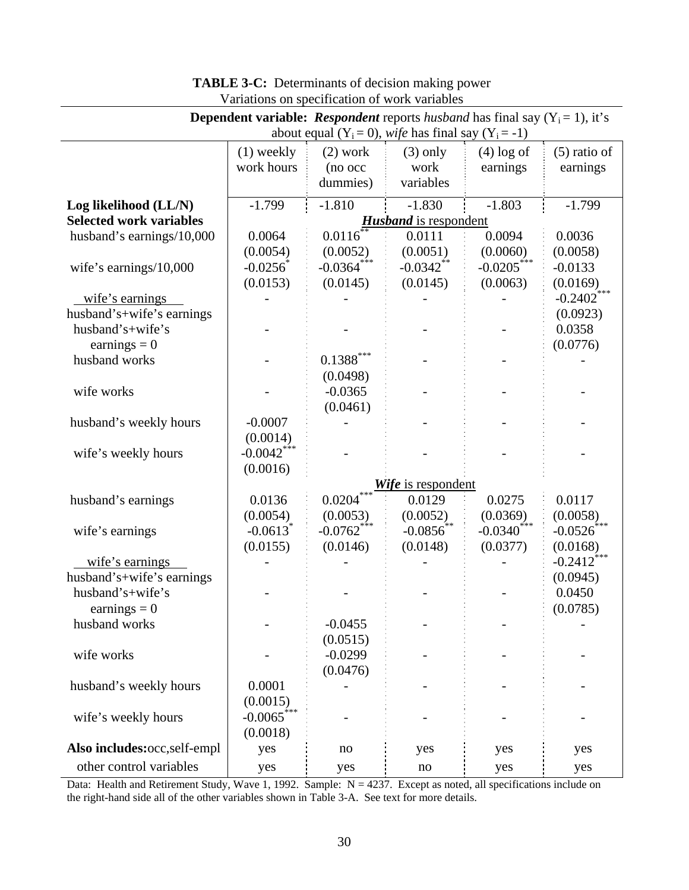**TABLE 3-C:** Determinants of decision making power
Variations on specification of work variables

| | **Dependent variable:** ***Respondent*** reports *husband* has final say ($Y_i = 1$), it's about equal ($Y_i = 0$), *wife* has final say ($Y_i = -1$) | | | | |
|---|---|---|---|---|---|
| | (1) weekly work hours | (2) work (no occ dummies) | (3) only work variables | (4) log of earnings | (5) ratio of earnings |
| **Log likelihood (LL/N)** | -1.799 | -1.810 | -1.830 | -1.803 | -1.799 |
| **Selected work variables** | | | ***Husband*** **is respondent** | | |
| husband's earnings/10,000 | 0.0064 | 0.0116** | 0.0111 | 0.0094 | 0.0036 |
| | (0.0054) | (0.0052) | (0.0051) | (0.0060) | (0.0058) |
| wife's earnings/10,000 | -0.0256* | -0.0364*** | -0.0342** | -0.0205*** | -0.0133 |
| | (0.0153) | (0.0145) | (0.0145) | (0.0063) | (0.0169) |
| wife's earnings / husband's+wife's earnings | - | - | - | - | -0.2402*** |
| | | | | | (0.0923) |
| husband's+wife's earnings = 0 | - | - | - | - | 0.0358 |
| | | | | | (0.0776) |
| husband works | - | 0.1388*** | - | - | - |
| | | (0.0498) | | | |
| wife works | - | -0.0365 | - | - | - |
| | | (0.0461) | | | |
| husband's weekly hours | -0.0007 | - | - | - | - |
| | (0.0014) | | | | |
| wife's weekly hours | -0.0042*** | - | - | - | - |
| | (0.0016) | | | | |
| | | | ***Wife*** **is respondent** | | |
| husband's earnings | 0.0136 | 0.0204*** | 0.0129 | 0.0275 | 0.0117 |
| | (0.0054) | (0.0053) | (0.0052) | (0.0369) | (0.0058) |
| wife's earnings | -0.0613* | -0.0762*** | -0.0856** | -0.0340*** | -0.0526*** |
| | (0.0155) | (0.0146) | (0.0148) | (0.0377) | (0.0168) |
| wife's earnings / husband's+wife's earnings | - | - | - | - | -0.2412*** |
| | | | | | (0.0945) |
| husband's+wife's earnings = 0 | - | - | - | - | 0.0450 |
| | | | | | (0.0785) |
| husband works | - | -0.0455 | - | - | - |
| | | (0.0515) | | | |
| wife works | - | -0.0299 | - | - | - |
| | | (0.0476) | | | |
| husband's weekly hours | 0.0001 | - | - | - | - |
| | (0.0015) | | | | |
| wife's weekly hours | -0.0065*** | - | - | - | - |
| | (0.0018) | | | | |
| **Also includes:** occ, self-empl | yes | no | yes | yes | yes |
| other control variables | yes | yes | no | yes | yes |

Data: Health and Retirement Study, Wave 1, 1992. Sample: N = 4237. Except as noted, all specifications include on the right-hand side all of the other variables shown in Table 3-A. See text for more details.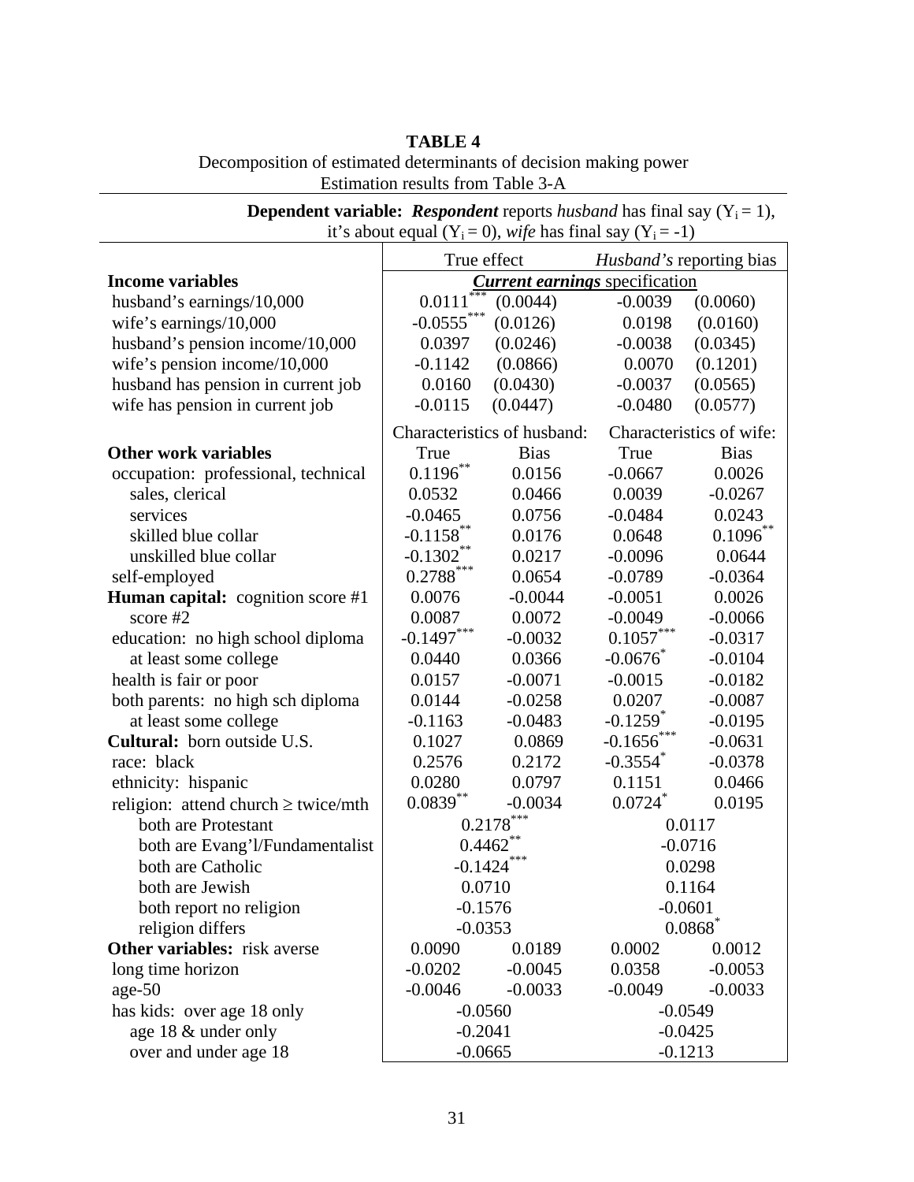**TABLE 4**
Decomposition of estimated determinants of decision making power
Estimation results from Table 3-A

**Dependent variable:** ***Respondent*** reports *husband* has final say ($Y_i = 1$), it's about equal ($Y_i = 0$), *wife* has final say ($Y_i = -1$)

| | True effect | | *Husband's* reporting bias | |
|---|---|---|---|---|
| **Income variables** | ***Current earnings*** specification | | | |
| husband's earnings/10,000 | 0.0111*** | (0.0044) | -0.0039 | (0.0060) |
| wife's earnings/10,000 | -0.0555*** | (0.0126) | 0.0198 | (0.0160) |
| husband's pension income/10,000 | 0.0397 | (0.0246) | -0.0038 | (0.0345) |
| wife's pension income/10,000 | -0.1142 | (0.0866) | 0.0070 | (0.1201) |
| husband has pension in current job | 0.0160 | (0.0430) | -0.0037 | (0.0565) |
| wife has pension in current job | -0.0115 | (0.0447) | -0.0480 | (0.0577) |
| | Characteristics of husband: | | Characteristics of wife: | |
| **Other work variables** | True | Bias | True | Bias |
| occupation: professional, technical | 0.1196** | 0.0156 | -0.0667 | 0.0026 |
| sales, clerical | 0.0532 | 0.0466 | 0.0039 | -0.0267 |
| services | -0.0465 | 0.0756 | -0.0484 | 0.0243 |
| skilled blue collar | -0.1158** | 0.0176 | 0.0648 | 0.1096** |
| unskilled blue collar | -0.1302** | 0.0217 | -0.0096 | 0.0644 |
| self-employed | 0.2788*** | 0.0654 | -0.0789 | -0.0364 |
| **Human capital:** cognition score #1 | 0.0076 | -0.0044 | -0.0051 | 0.0026 |
| score #2 | 0.0087 | 0.0072 | -0.0049 | -0.0066 |
| education: no high school diploma | -0.1497*** | -0.0032 | 0.1057*** | -0.0317 |
| at least some college | 0.0440 | 0.0366 | -0.0676* | -0.0104 |
| health is fair or poor | 0.0157 | -0.0071 | -0.0015 | -0.0182 |
| both parents: no high sch diploma | 0.0144 | -0.0258 | 0.0207 | -0.0087 |
| at least some college | -0.1163 | -0.0483 | -0.1259* | -0.0195 |
| **Cultural:** born outside U.S. | 0.1027 | 0.0869 | -0.1656*** | -0.0631 |
| race: black | 0.2576 | 0.2172 | -0.3554* | -0.0378 |
| ethnicity: hispanic | 0.0280 | 0.0797 | 0.1151 | 0.0466 |
| religion: attend church ≥ twice/mth | 0.0839** | -0.0034 | 0.0724* | 0.0195 |
| both are Protestant | 0.2178*** | | 0.0117 | |
| both are Evang'l/Fundamentalist | 0.4462** | | -0.0716 | |
| both are Catholic | -0.1424*** | | 0.0298 | |
| both are Jewish | 0.0710 | | 0.1164 | |
| both report no religion | -0.1576 | | -0.0601 | |
| religion differs | -0.0353 | | 0.0868* | |
| **Other variables:** risk averse | 0.0090 | 0.0189 | 0.0002 | 0.0012 |
| long time horizon | -0.0202 | -0.0045 | 0.0358 | -0.0053 |
| age-50 | -0.0046 | -0.0033 | -0.0049 | -0.0033 |
| has kids: over age 18 only | -0.0560 | | -0.0549 | |
| age 18 & under only | -0.2041 | | -0.0425 | |
| over and under age 18 | -0.0665 | | -0.1213 | |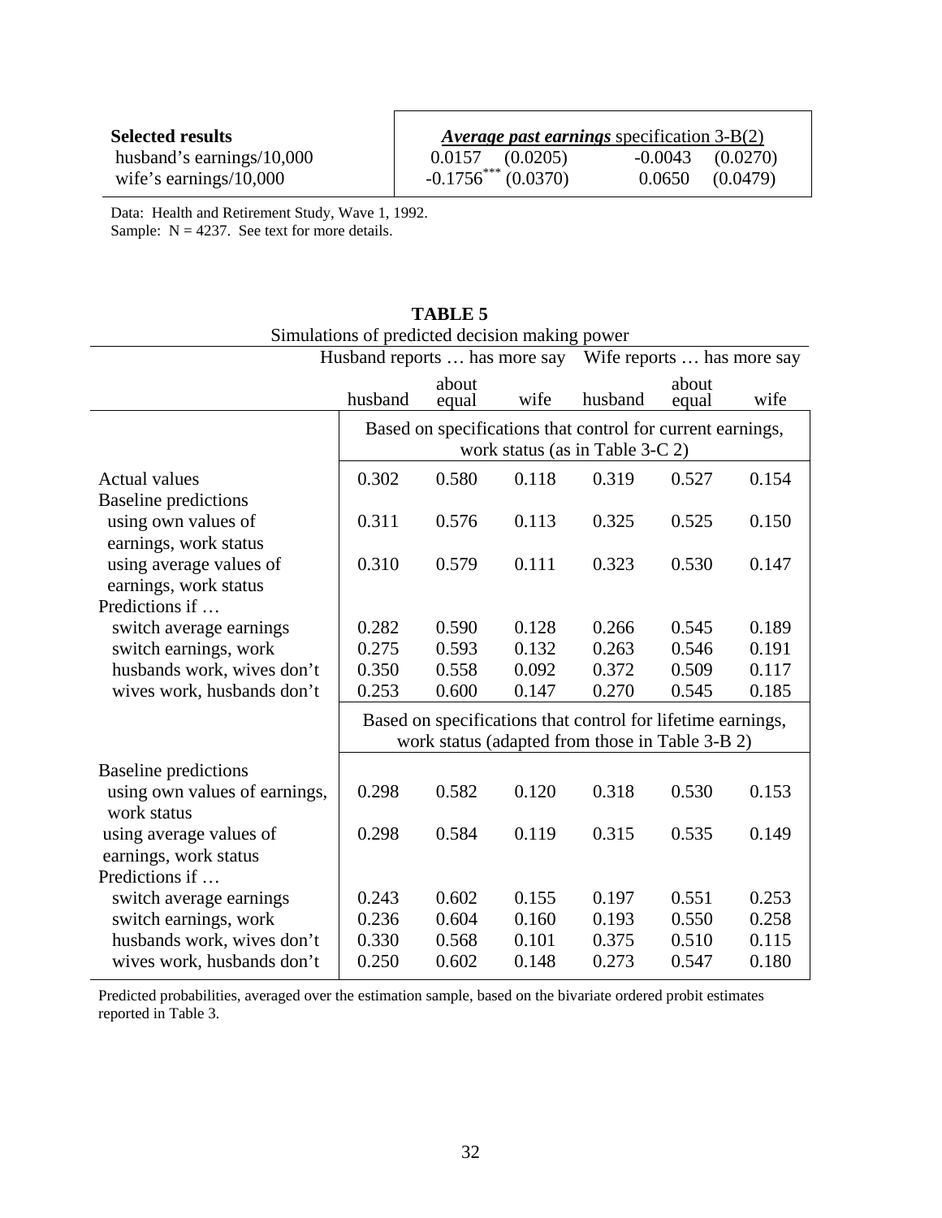| **Selected results** | *Average past earnings* specification 3-B(2) | | | |
|---|---|---|---|---|
| husband's earnings/10,000 | 0.0157 | (0.0205) | -0.0043 | (0.0270) |
| wife's earnings/10,000 | $-0.1756^{***}$ | (0.0370) | 0.0650 | (0.0479) |

Data: Health and Retirement Study, Wave 1, 1992.
Sample: N = 4237. See text for more details.

**TABLE 5**

Simulations of predicted decision making power

| | Husband reports … has more say | | | Wife reports … has more say | | |
|---|---|---|---|---|---|---|
| | husband | about equal | wife | husband | about equal | wife |
| | Based on specifications that control for current earnings, work status (as in Table 3-C 2) | | | | | |
| Actual values | 0.302 | 0.580 | 0.118 | 0.319 | 0.527 | 0.154 |
| Baseline predictions | | | | | | |
| using own values of earnings, work status | 0.311 | 0.576 | 0.113 | 0.325 | 0.525 | 0.150 |
| using average values of earnings, work status | 0.310 | 0.579 | 0.111 | 0.323 | 0.530 | 0.147 |
| Predictions if … | | | | | | |
| switch average earnings | 0.282 | 0.590 | 0.128 | 0.266 | 0.545 | 0.189 |
| switch earnings, work | 0.275 | 0.593 | 0.132 | 0.263 | 0.546 | 0.191 |
| husbands work, wives don't | 0.350 | 0.558 | 0.092 | 0.372 | 0.509 | 0.117 |
| wives work, husbands don't | 0.253 | 0.600 | 0.147 | 0.270 | 0.545 | 0.185 |
| | Based on specifications that control for lifetime earnings, work status (adapted from those in Table 3-B 2) | | | | | |
| Baseline predictions | | | | | | |
| using own values of earnings, work status | 0.298 | 0.582 | 0.120 | 0.318 | 0.530 | 0.153 |
| using average values of earnings, work status | 0.298 | 0.584 | 0.119 | 0.315 | 0.535 | 0.149 |
| Predictions if … | | | | | | |
| switch average earnings | 0.243 | 0.602 | 0.155 | 0.197 | 0.551 | 0.253 |
| switch earnings, work | 0.236 | 0.604 | 0.160 | 0.193 | 0.550 | 0.258 |
| husbands work, wives don't | 0.330 | 0.568 | 0.101 | 0.375 | 0.510 | 0.115 |
| wives work, husbands don't | 0.250 | 0.602 | 0.148 | 0.273 | 0.547 | 0.180 |

Predicted probabilities, averaged over the estimation sample, based on the bivariate ordered probit estimates reported in Table 3.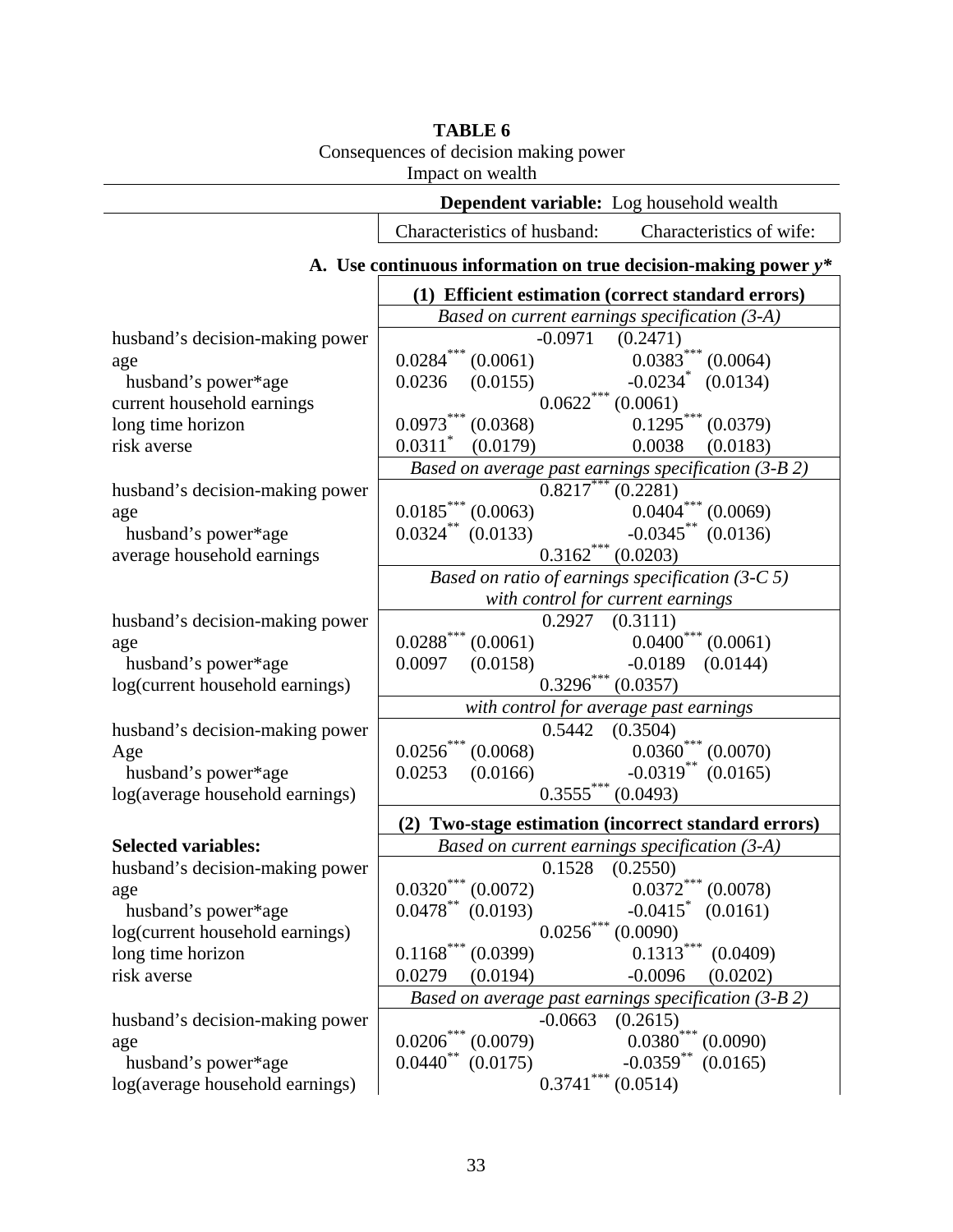**TABLE 6**
Consequences of decision making power
Impact on wealth

| | Dependent variable: Log household wealth | |
|---|---|---|
| | Characteristics of husband: | Characteristics of wife: |
| **A. Use continuous information on true decision-making power $y^*$** | | |
| | **(1) Efficient estimation (correct standard errors)** | |
| | *Based on current earnings specification (3-A)* | |
| husband's decision-making power | -0.0971 (0.2471) | |
| age | $0.0284^{***}$ (0.0061) | $0.0383^{***}$ (0.0064) |
| husband's power*age | 0.0236 (0.0155) | $-0.0234^{*}$ (0.0134) |
| current household earnings | $0.0622^{***}$ (0.0061) | |
| long time horizon | $0.0973^{***}$ (0.0368) | $0.1295^{***}$ (0.0379) |
| risk averse | $0.0311^{*}$ (0.0179) | 0.0038 (0.0183) |
| | *Based on average past earnings specification (3-B 2)* | |
| husband's decision-making power | $0.8217^{***}$ (0.2281) | |
| age | $0.0185^{***}$ (0.0063) | $0.0404^{***}$ (0.0069) |
| husband's power*age | $0.0324^{**}$ (0.0133) | $-0.0345^{**}$ (0.0136) |
| average household earnings | $0.3162^{***}$ (0.0203) | |
| | *Based on ratio of earnings specification (3-C 5)* *with control for current earnings* | |
| husband's decision-making power | 0.2927 (0.3111) | |
| age | $0.0288^{***}$ (0.0061) | $0.0400^{***}$ (0.0061) |
| husband's power*age | 0.0097 (0.0158) | -0.0189 (0.0144) |
| log(current household earnings) | $0.3296^{***}$ (0.0357) | |
| | *with control for average past earnings* | |
| husband's decision-making power | 0.5442 (0.3504) | |
| Age | $0.0256^{***}$ (0.0068) | $0.0360^{***}$ (0.0070) |
| husband's power*age | 0.0253 (0.0166) | $-0.0319^{**}$ (0.0165) |
| log(average household earnings) | $0.3555^{***}$ (0.0493) | |
| | **(2) Two-stage estimation (incorrect standard errors)** | |
| **Selected variables:** | *Based on current earnings specification (3-A)* | |
| husband's decision-making power | 0.1528 (0.2550) | |
| age | $0.0320^{***}$ (0.0072) | $0.0372^{***}$ (0.0078) |
| husband's power*age | $0.0478^{**}$ (0.0193) | $-0.0415^{*}$ (0.0161) |
| log(current household earnings) | $0.0256^{***}$ (0.0090) | |
| long time horizon | $0.1168^{***}$ (0.0399) | $0.1313^{***}$ (0.0409) |
| risk averse | 0.0279 (0.0194) | -0.0096 (0.0202) |
| | *Based on average past earnings specification (3-B 2)* | |
| husband's decision-making power | -0.0663 (0.2615) | |
| age | $0.0206^{***}$ (0.0079) | $0.0380^{***}$ (0.0090) |
| husband's power*age | $0.0440^{**}$ (0.0175) | $-0.0359^{**}$ (0.0165) |
| log(average household earnings) | $0.3741^{***}$ (0.0514) | |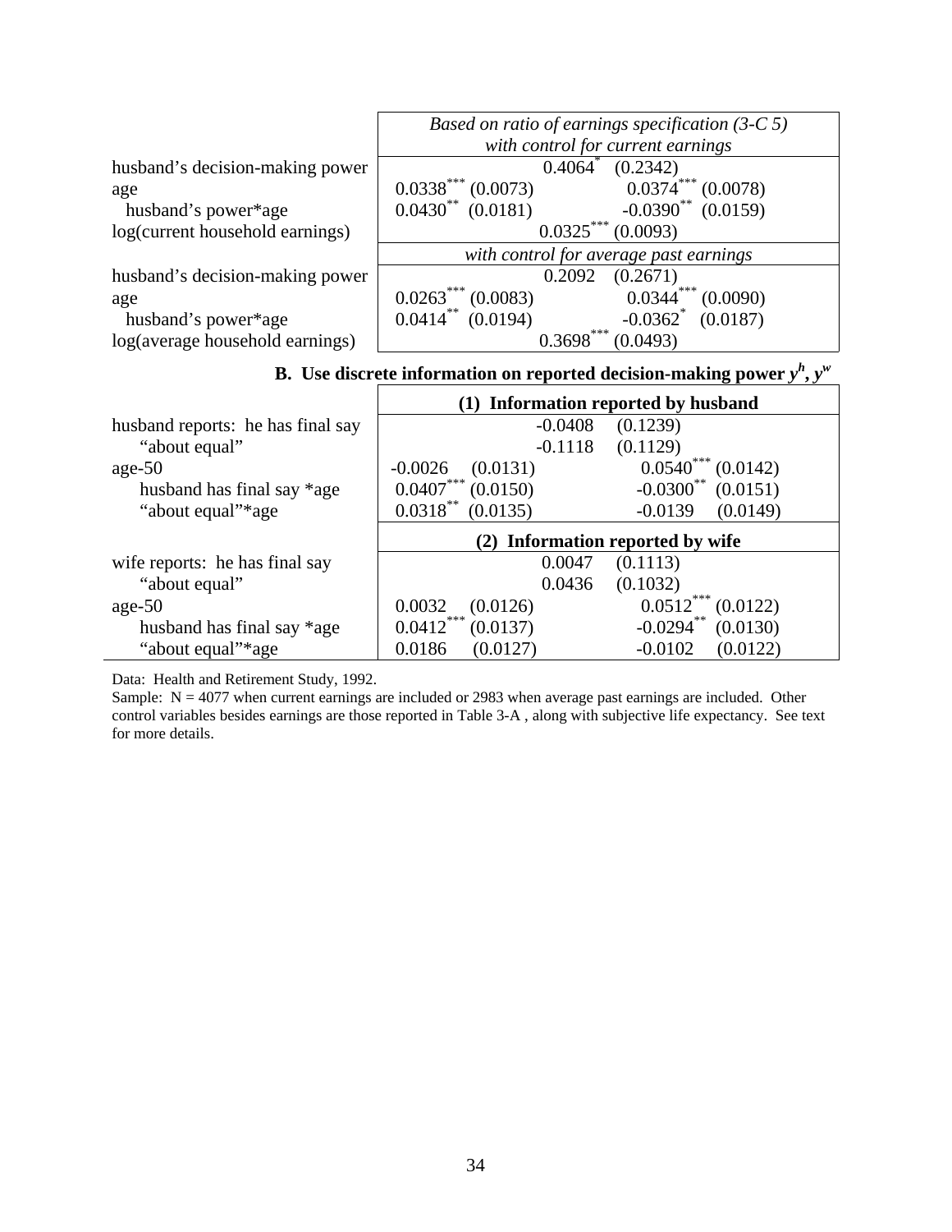| | *Based on ratio of earnings specification (3-C 5)* | |
|---|---|---|
| | *with control for current earnings* | |
| husband's decision-making power | 0.4064* (0.2342) | |
| age | 0.0338*** (0.0073) | 0.0374*** (0.0078) |
| husband's power*age | 0.0430** (0.0181) | -0.0390** (0.0159) |
| log(current household earnings) | 0.0325*** (0.0093) | |
| | *with control for average past earnings* | |
| husband's decision-making power | 0.2092 (0.2671) | |
| age | 0.0263*** (0.0083) | 0.0344*** (0.0090) |
| husband's power*age | 0.0414** (0.0194) | -0.0362* (0.0187) |
| log(average household earnings) | 0.3698*** (0.0493) | |

**B. Use discrete information on reported decision-making power $y^h$, $y^w$**

| | **(1) Information reported by husband** | |
|---|---|---|
| husband reports: he has final say | -0.0408 (0.1239) | |
| "about equal" | -0.1118 (0.1129) | |
| age-50 | -0.0026 (0.0131) | 0.0540*** (0.0142) |
| husband has final say *age | 0.0407*** (0.0150) | -0.0300** (0.0151) |
| "about equal"*age | 0.0318** (0.0135) | -0.0139 (0.0149) |
| | **(2) Information reported by wife** | |
| wife reports: he has final say | 0.0047 (0.1113) | |
| "about equal" | 0.0436 (0.1032) | |
| age-50 | 0.0032 (0.0126) | 0.0512*** (0.0122) |
| husband has final say *age | 0.0412*** (0.0137) | -0.0294** (0.0130) |
| "about equal"*age | 0.0186 (0.0127) | -0.0102 (0.0122) |

Data: Health and Retirement Study, 1992.

Sample: N = 4077 when current earnings are included or 2983 when average past earnings are included. Other control variables besides earnings are those reported in Table 3-A , along with subjective life expectancy. See text for more details.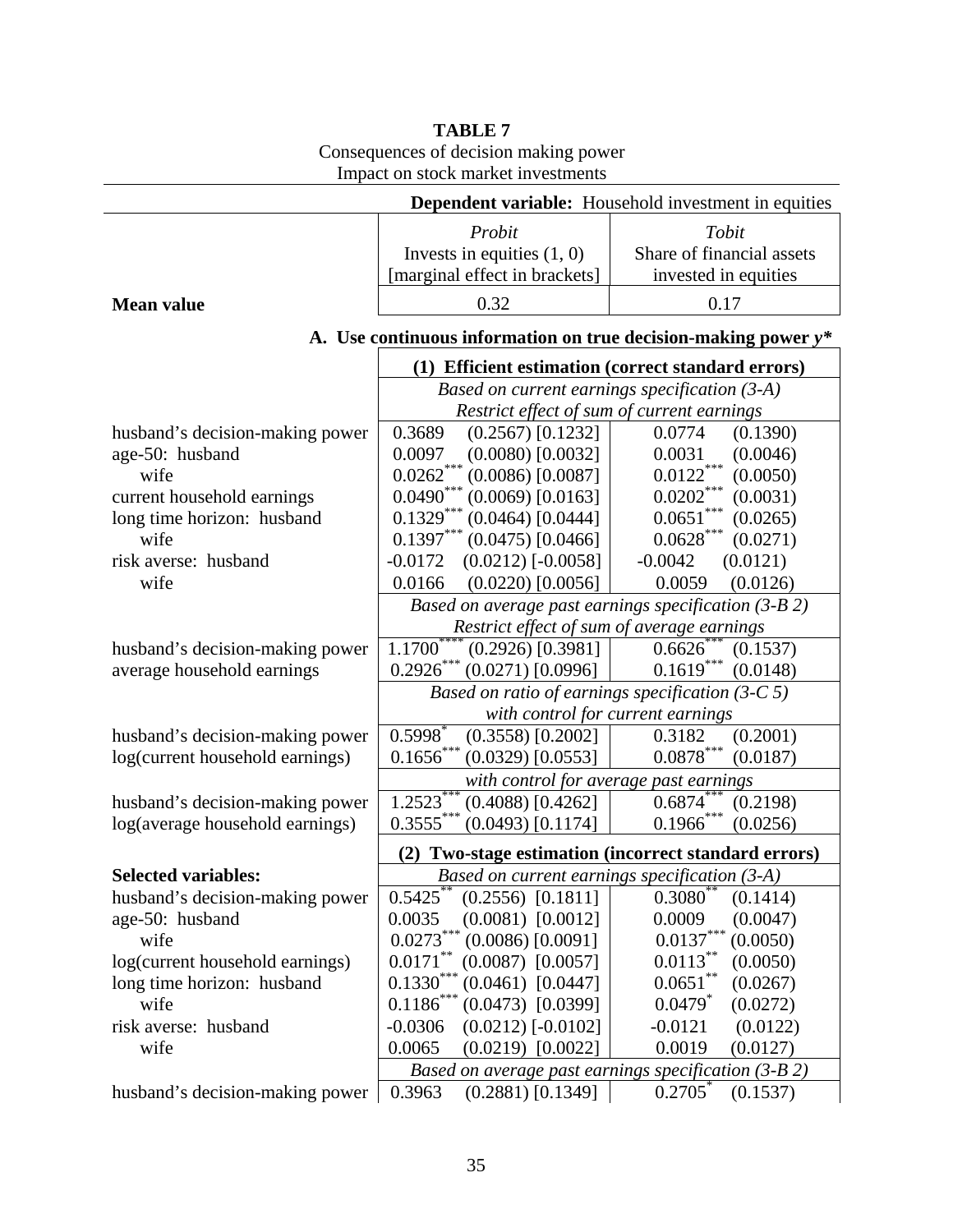**TABLE 7**
Consequences of decision making power
Impact on stock market investments

| | **Dependent variable:** Household investment in equities | |
|---|---|---|
| | *Probit*<br>Invests in equities (1, 0)<br>[marginal effect in brackets] | *Tobit*<br>Share of financial assets<br>invested in equities |
| **Mean value** | 0.32 | 0.17 |
| | **A. Use continuous information on true decision-making power *y\**** | |
| | **(1) Efficient estimation (correct standard errors)** | |
| | *Based on current earnings specification (3-A)*<br>*Restrict effect of sum of current earnings* | |
| husband's decision-making power | 0.3689 (0.2567) [0.1232] | 0.0774 (0.1390) |
| age-50: husband | 0.0097 (0.0080) [0.0032] | 0.0031 (0.0046) |
| wife | 0.0262*** (0.0086) [0.0087] | 0.0122*** (0.0050) |
| current household earnings | 0.0490*** (0.0069) [0.0163] | 0.0202*** (0.0031) |
| long time horizon: husband | 0.1329*** (0.0464) [0.0444] | 0.0651*** (0.0265) |
| wife | 0.1397*** (0.0475) [0.0466] | 0.0628*** (0.0271) |
| risk averse: husband | -0.0172 (0.0212) [-0.0058] | -0.0042 (0.0121) |
| wife | 0.0166 (0.0220) [0.0056] | 0.0059 (0.0126) |
| | *Based on average past earnings specification (3-B 2)*<br>*Restrict effect of sum of average earnings* | |
| husband's decision-making power | 1.1700**** (0.2926) [0.3981] | 0.6626*** (0.1537) |
| average household earnings | 0.2926*** (0.0271) [0.0996] | 0.1619*** (0.0148) |
| | *Based on ratio of earnings specification (3-C 5)*<br>*with control for current earnings* | |
| husband's decision-making power | 0.5998* (0.3558) [0.2002] | 0.3182 (0.2001) |
| log(current household earnings) | 0.1656*** (0.0329) [0.0553] | 0.0878*** (0.0187) |
| | *with control for average past earnings* | |
| husband's decision-making power | 1.2523*** (0.4088) [0.4262] | 0.6874*** (0.2198) |
| log(average household earnings) | 0.3555*** (0.0493) [0.1174] | 0.1966*** (0.0256) |
| | **(2) Two-stage estimation (incorrect standard errors)** | |
| **Selected variables:** | *Based on current earnings specification (3-A)* | |
| husband's decision-making power | 0.5425** (0.2556) [0.1811] | 0.3080** (0.1414) |
| age-50: husband | 0.0035 (0.0081) [0.0012] | 0.0009 (0.0047) |
| wife | 0.0273*** (0.0086) [0.0091] | 0.0137*** (0.0050) |
| log(current household earnings) | 0.0171** (0.0087) [0.0057] | 0.0113** (0.0050) |
| long time horizon: husband | 0.1330*** (0.0461) [0.0447] | 0.0651** (0.0267) |
| wife | 0.1186*** (0.0473) [0.0399] | 0.0479* (0.0272) |
| risk averse: husband | -0.0306 (0.0212) [-0.0102] | -0.0121 (0.0122) |
| wife | 0.0065 (0.0219) [0.0022] | 0.0019 (0.0127) |
| | *Based on average past earnings specification (3-B 2)* | |
| husband's decision-making power | 0.3963 (0.2881) [0.1349] | 0.2705* (0.1537) |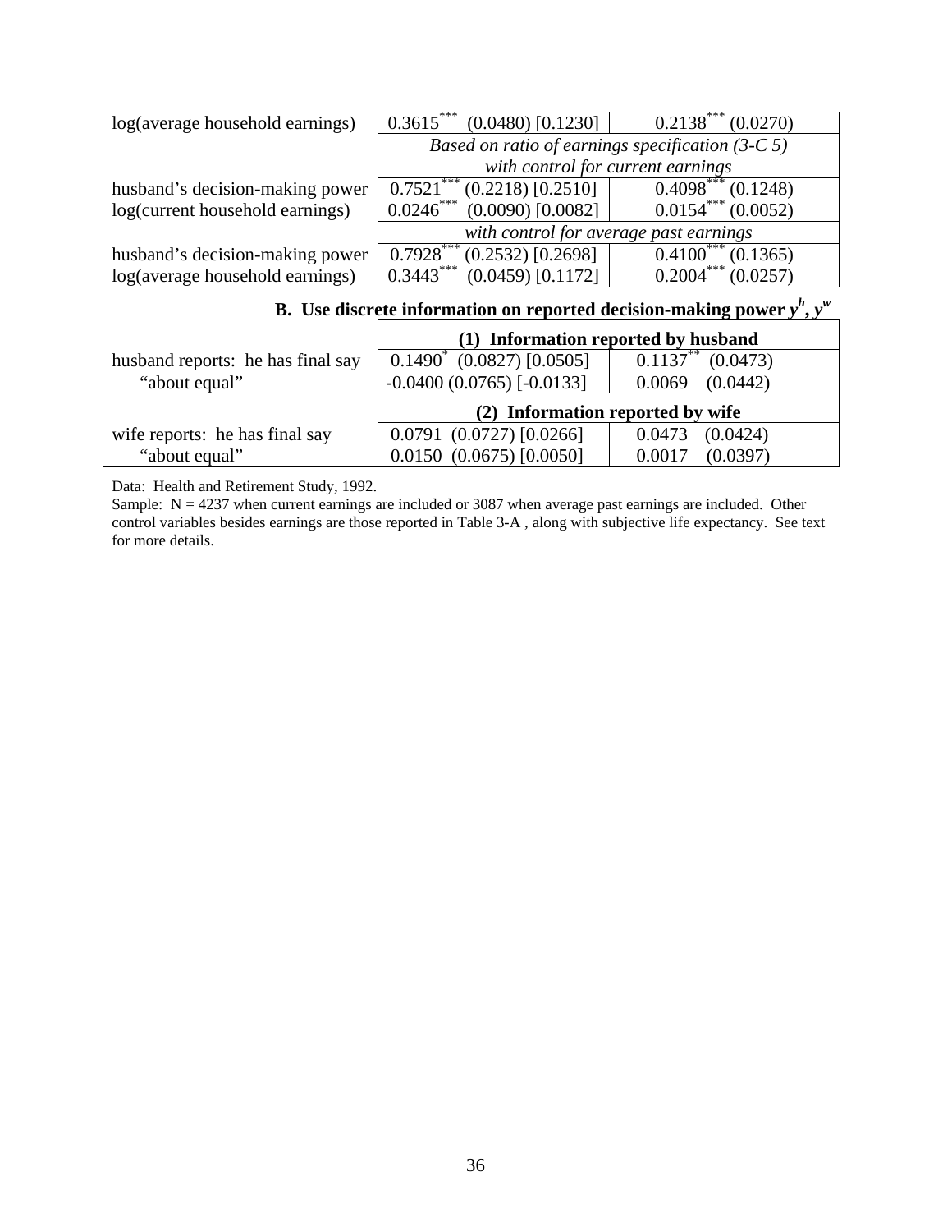| | | |
|---|---|---|
| log(average household earnings) | 0.3615*** (0.0480) [0.1230] | 0.2138*** (0.0270) |
| | *Based on ratio of earnings specification (3-C 5)* | |
| | *with control for current earnings* | |
| husband's decision-making power | 0.7521*** (0.2218) [0.2510] | 0.4098*** (0.1248) |
| log(current household earnings) | 0.0246*** (0.0090) [0.0082] | 0.0154*** (0.0052) |
| | *with control for average past earnings* | |
| husband's decision-making power | 0.7928*** (0.2532) [0.2698] | 0.4100*** (0.1365) |
| log(average household earnings) | 0.3443*** (0.0459) [0.1172] | 0.2004*** (0.0257) |

**B. Use discrete information on reported decision-making power $y^h$, $y^w$**

| | | |
|---|---|---|
| | **(1) Information reported by husband** | |
| husband reports: he has final say | 0.1490* (0.0827) [0.0505] | 0.1137** (0.0473) |
| "about equal" | -0.0400 (0.0765) [-0.0133] | 0.0069 (0.0442) |
| | **(2) Information reported by wife** | |
| wife reports: he has final say | 0.0791 (0.0727) [0.0266] | 0.0473 (0.0424) |
| "about equal" | 0.0150 (0.0675) [0.0050] | 0.0017 (0.0397) |

Data: Health and Retirement Study, 1992.

Sample: N = 4237 when current earnings are included or 3087 when average past earnings are included. Other control variables besides earnings are those reported in Table 3-A , along with subjective life expectancy. See text for more details.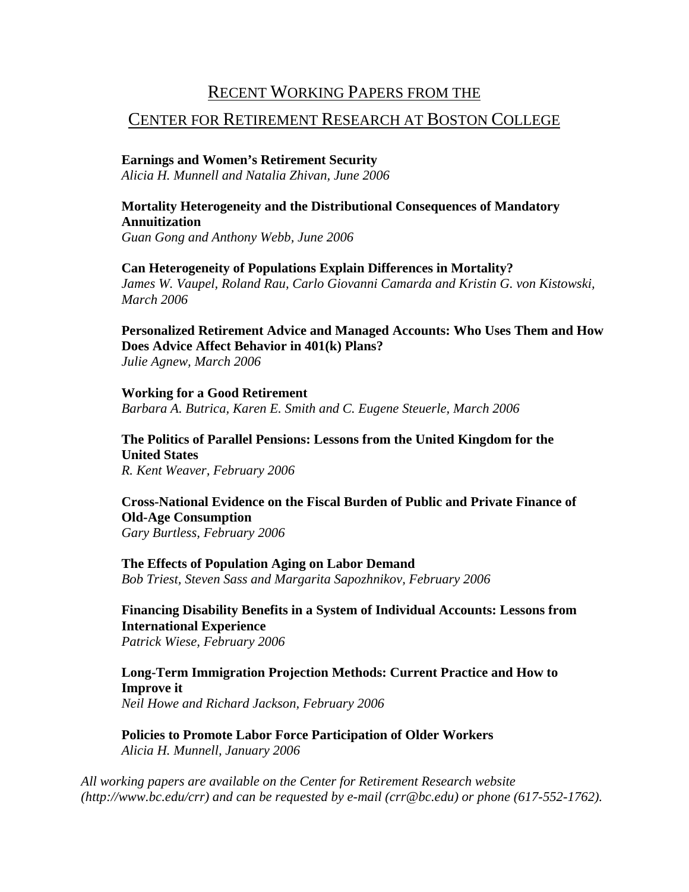## Recent Working Papers from the Center for Retirement Research at Boston College

**Earnings and Women's Retirement Security**
*Alicia H. Munnell and Natalia Zhivan, June 2006*

**Mortality Heterogeneity and the Distributional Consequences of Mandatory Annuitization**
*Guan Gong and Anthony Webb, June 2006*

**Can Heterogeneity of Populations Explain Differences in Mortality?**
*James W. Vaupel, Roland Rau, Carlo Giovanni Camarda and Kristin G. von Kistowski, March 2006*

**Personalized Retirement Advice and Managed Accounts: Who Uses Them and How Does Advice Affect Behavior in 401(k) Plans?**
*Julie Agnew, March 2006*

**Working for a Good Retirement**
*Barbara A. Butrica, Karen E. Smith and C. Eugene Steuerle, March 2006*

**The Politics of Parallel Pensions: Lessons from the United Kingdom for the United States**
*R. Kent Weaver, February 2006*

**Cross-National Evidence on the Fiscal Burden of Public and Private Finance of Old-Age Consumption**
*Gary Burtless, February 2006*

**The Effects of Population Aging on Labor Demand**
*Bob Triest, Steven Sass and Margarita Sapozhnikov, February 2006*

**Financing Disability Benefits in a System of Individual Accounts: Lessons from International Experience**
*Patrick Wiese, February 2006*

**Long-Term Immigration Projection Methods: Current Practice and How to Improve it**
*Neil Howe and Richard Jackson, February 2006*

**Policies to Promote Labor Force Participation of Older Workers**
*Alicia H. Munnell, January 2006*

*All working papers are available on the Center for Retirement Research website (http://www.bc.edu/crr) and can be requested by e-mail (crr@bc.edu) or phone (617-552-1762).*